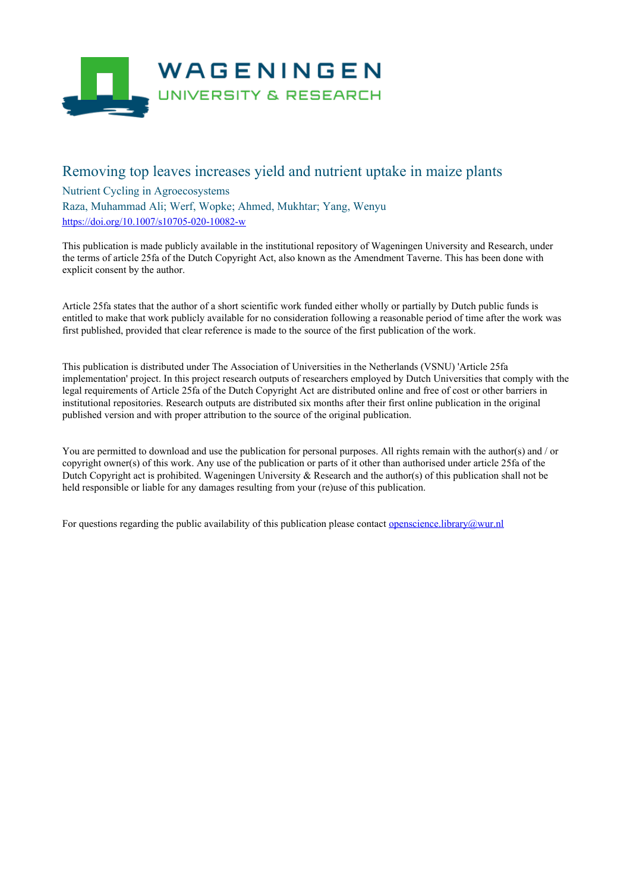# Removing top leaves increases yield and nutrient uptake in maize plants

Nutrient Cycling in Agroecosystems

Raza, Muhammad Ali; Werf, Wopke; Ahmed, Mukhtar; Yang, Wenyu

https://doi.org/10.1007/s10705-020-10082-w

This publication is made publicly available in the institutional repository of Wageningen University and Research, under the terms of article 25fa of the Dutch Copyright Act, also known as the Amendment Taverne. This has been done with explicit consent by the author.

Article 25fa states that the author of a short scientific work funded either wholly or partially by Dutch public funds is entitled to make that work publicly available for no consideration following a reasonable period of time after the work was first published, provided that clear reference is made to the source of the first publication of the work.

This publication is distributed under The Association of Universities in the Netherlands (VSNU) 'Article 25fa implementation' project. In this project research outputs of researchers employed by Dutch Universities that comply with the legal requirements of Article 25fa of the Dutch Copyright Act are distributed online and free of cost or other barriers in institutional repositories. Research outputs are distributed six months after their first online publication in the original published version and with proper attribution to the source of the original publication.

You are permitted to download and use the publication for personal purposes. All rights remain with the author(s) and / or copyright owner(s) of this work. Any use of the publication or parts of it other than authorised under article 25fa of the Dutch Copyright act is prohibited. Wageningen University & Research and the author(s) of this publication shall not be held responsible or liable for any damages resulting from your (re)use of this publication.

For questions regarding the public availability of this publication please contact openscience.library@wur.nl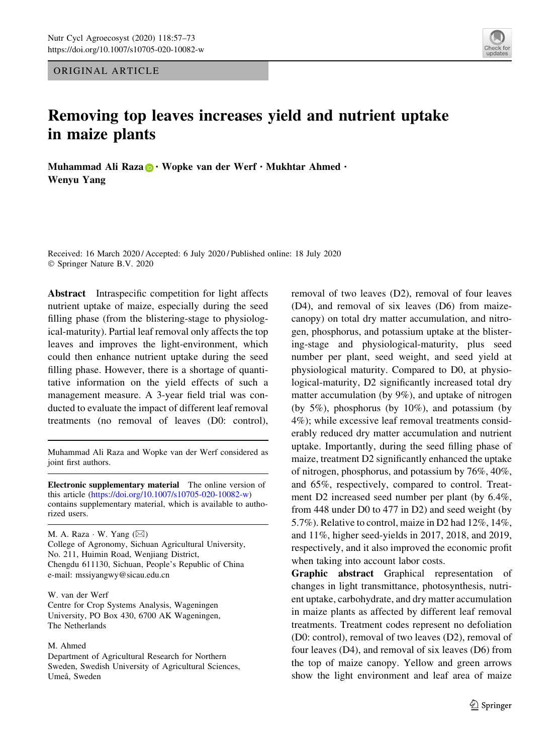ORIGINAL ARTICLE

# Removing top leaves increases yield and nutrient uptake in maize plants

**Muhammad Ali Raza · Wopke van der Werf · Mukhtar Ahmed · Wenyu Yang**

Received: 16 March 2020 / Accepted: 6 July 2020 / Published online: 18 July 2020
© Springer Nature B.V. 2020

**Abstract** Intraspecific competition for light affects nutrient uptake of maize, especially during the seed filling phase (from the blistering-stage to physiological-maturity). Partial leaf removal only affects the top leaves and improves the light-environment, which could then enhance nutrient uptake during the seed filling phase. However, there is a shortage of quantitative information on the yield effects of such a management measure. A 3-year field trial was conducted to evaluate the impact of different leaf removal treatments (no removal of leaves (D0: control), removal of two leaves (D2), removal of four leaves (D4), and removal of six leaves (D6) from maize-canopy) on total dry matter accumulation, and nitrogen, phosphorus, and potassium uptake at the blistering-stage and physiological-maturity, plus seed number per plant, seed weight, and seed yield at physiological maturity. Compared to D0, at physiological-maturity, D2 significantly increased total dry matter accumulation (by 9%), and uptake of nitrogen (by 5%), phosphorus (by 10%), and potassium (by 4%); while excessive leaf removal treatments considerably reduced dry matter accumulation and nutrient uptake. Importantly, during the seed filling phase of maize, treatment D2 significantly enhanced the uptake of nitrogen, phosphorus, and potassium by 76%, 40%, and 65%, respectively, compared to control. Treatment D2 increased seed number per plant (by 6.4%, from 448 under D0 to 477 in D2) and seed weight (by 5.7%). Relative to control, maize in D2 had 12%, 14%, and 11%, higher seed-yields in 2017, 2018, and 2019, respectively, and it also improved the economic profit when taking into account labor costs.

**Graphic abstract** Graphical representation of changes in light transmittance, photosynthesis, nutrient uptake, carbohydrate, and dry matter accumulation in maize plants as affected by different leaf removal treatments. Treatment codes represent no defoliation (D0: control), removal of two leaves (D2), removal of four leaves (D4), and removal of six leaves (D6) from the top of maize canopy. Yellow and green arrows show the light environment and leaf area of maize

---

Muhammad Ali Raza and Wopke van der Werf considered as joint first authors.

**Electronic supplementary material** The online version of this article (https://doi.org/10.1007/s10705-020-10082-w) contains supplementary material, which is available to authorized users.

M. A. Raza · W. Yang (✉)
College of Agronomy, Sichuan Agricultural University, No. 211, Huimin Road, Wenjiang District, Chengdu 611130, Sichuan, People's Republic of China
e-mail: mssiyangwy@sicau.edu.cn

W. van der Werf
Centre for Crop Systems Analysis, Wageningen University, PO Box 430, 6700 AK Wageningen, The Netherlands

M. Ahmed
Department of Agricultural Research for Northern Sweden, Swedish University of Agricultural Sciences, Umeå, Sweden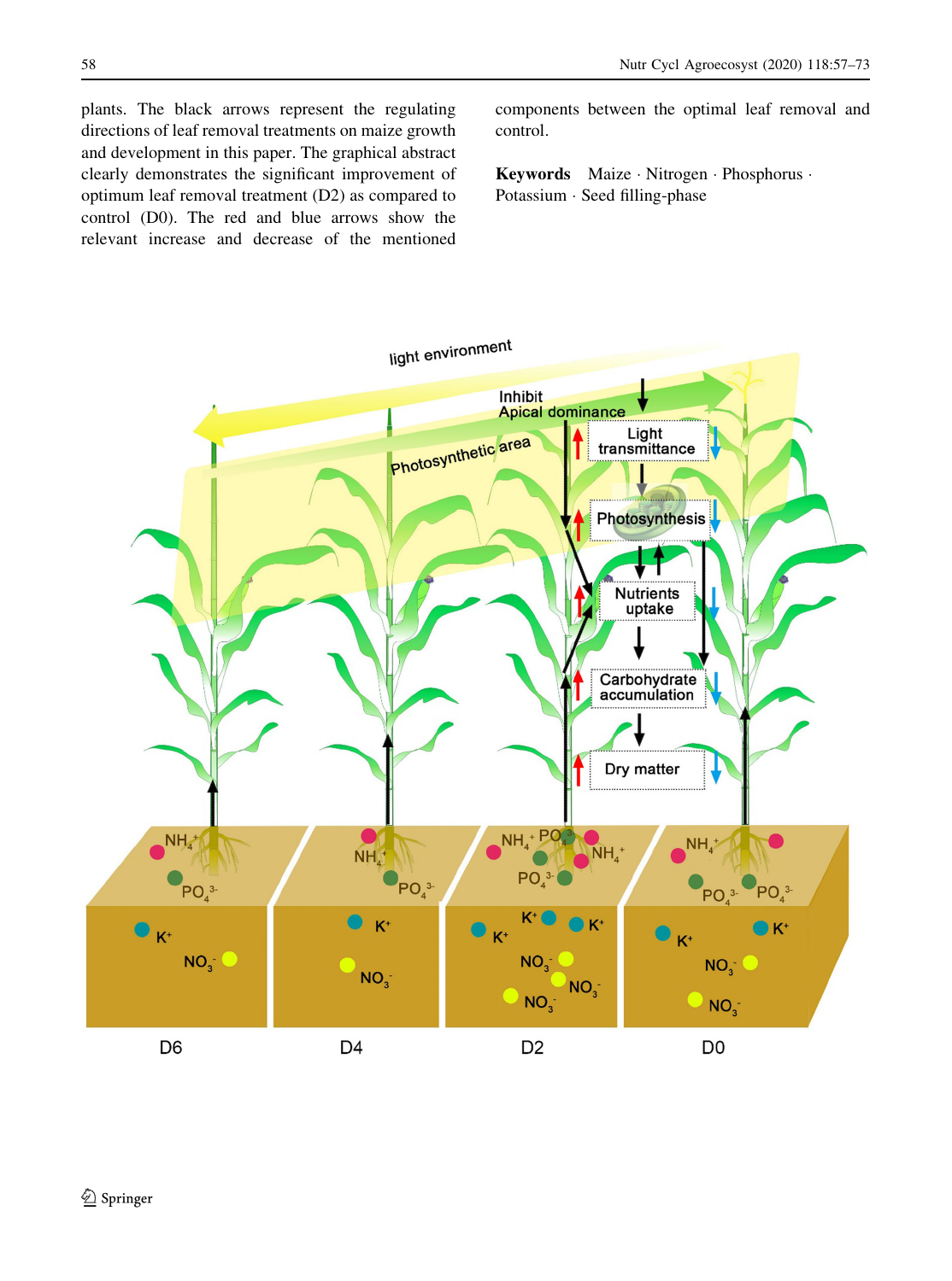plants. The black arrows represent the regulating directions of leaf removal treatments on maize growth and development in this paper. The graphical abstract clearly demonstrates the significant improvement of optimum leaf removal treatment (D2) as compared to control (D0). The red and blue arrows show the relevant increase and decrease of the mentioned components between the optimal leaf removal and control.

**Keywords** Maize · Nitrogen · Phosphorus · Potassium · Seed filling-phase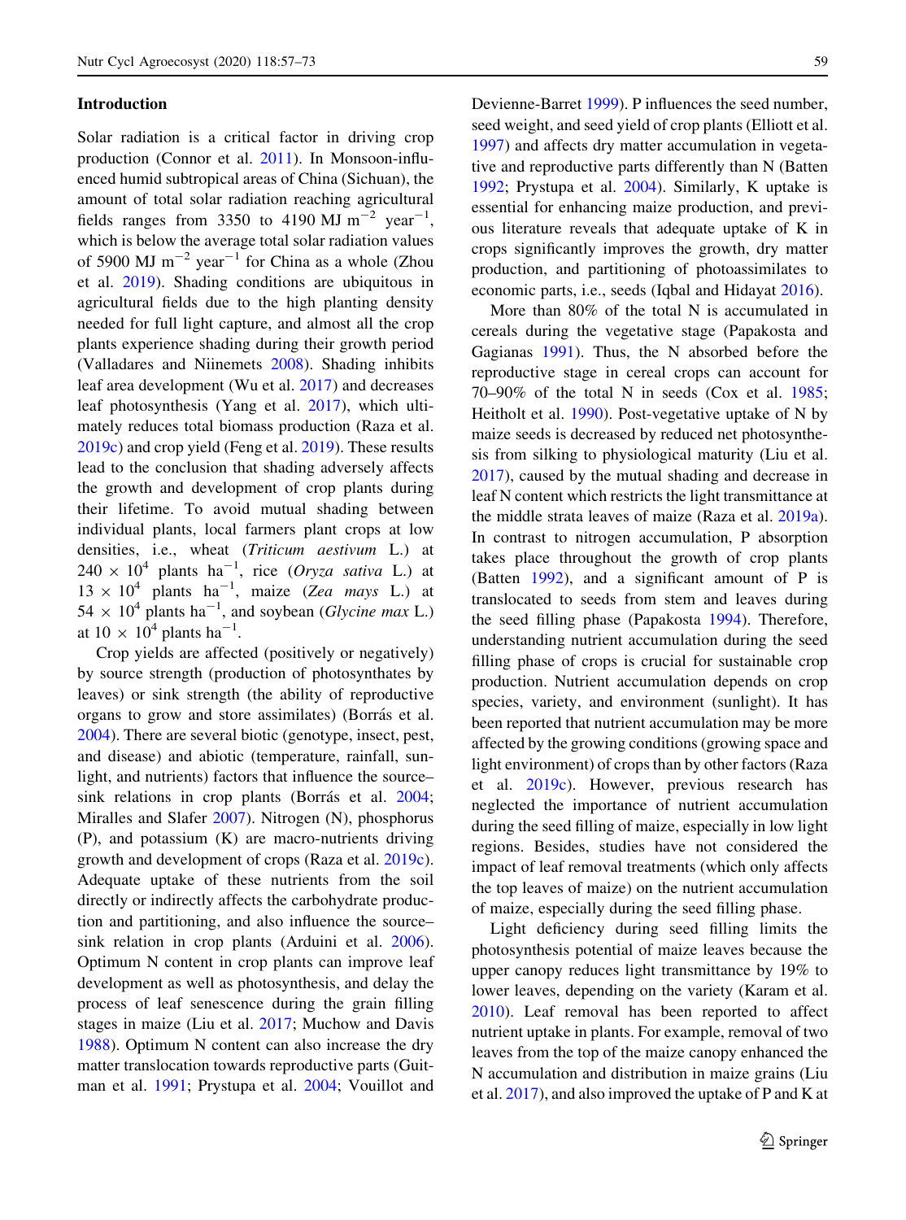## Introduction

Solar radiation is a critical factor in driving crop production (Connor et al. 2011). In Monsoon-influenced humid subtropical areas of China (Sichuan), the amount of total solar radiation reaching agricultural fields ranges from 3350 to 4190 MJ $m^{-2}$ $year^{-1}$, which is below the average total solar radiation values of 5900 MJ $m^{-2}$ $year^{-1}$ for China as a whole (Zhou et al. 2019). Shading conditions are ubiquitous in agricultural fields due to the high planting density needed for full light capture, and almost all the crop plants experience shading during their growth period (Valladares and Niinemets 2008). Shading inhibits leaf area development (Wu et al. 2017) and decreases leaf photosynthesis (Yang et al. 2017), which ultimately reduces total biomass production (Raza et al. 2019c) and crop yield (Feng et al. 2019). These results lead to the conclusion that shading adversely affects the growth and development of crop plants during their lifetime. To avoid mutual shading between individual plants, local farmers plant crops at low densities, i.e., wheat (*Triticum aestivum* L.) at $240 \times 10^4$ plants $ha^{-1}$, rice (*Oryza sativa* L.) at $13 \times 10^4$ plants $ha^{-1}$, maize (*Zea mays* L.) at $54 \times 10^4$ plants $ha^{-1}$, and soybean (*Glycine max* L.) at $10 \times 10^4$ plants $ha^{-1}$.

Crop yields are affected (positively or negatively) by source strength (production of photosynthates by leaves) or sink strength (the ability of reproductive organs to grow and store assimilates) (Borrás et al. 2004). There are several biotic (genotype, insect, pest, and disease) and abiotic (temperature, rainfall, sunlight, and nutrients) factors that influence the source–sink relations in crop plants (Borrás et al. 2004; Miralles and Slafer 2007). Nitrogen (N), phosphorus (P), and potassium (K) are macro-nutrients driving growth and development of crops (Raza et al. 2019c). Adequate uptake of these nutrients from the soil directly or indirectly affects the carbohydrate production and partitioning, and also influence the source–sink relation in crop plants (Arduini et al. 2006). Optimum N content in crop plants can improve leaf development as well as photosynthesis, and delay the process of leaf senescence during the grain filling stages in maize (Liu et al. 2017; Muchow and Davis 1988). Optimum N content can also increase the dry matter translocation towards reproductive parts (Guitman et al. 1991; Prystupa et al. 2004; Vouillot and Devienne-Barret 1999). P influences the seed number, seed weight, and seed yield of crop plants (Elliott et al. 1997) and affects dry matter accumulation in vegetative and reproductive parts differently than N (Batten 1992; Prystupa et al. 2004). Similarly, K uptake is essential for enhancing maize production, and previous literature reveals that adequate uptake of K in crops significantly improves the growth, dry matter production, and partitioning of photoassimilates to economic parts, i.e., seeds (Iqbal and Hidayat 2016).

More than 80% of the total N is accumulated in cereals during the vegetative stage (Papakosta and Gagianas 1991). Thus, the N absorbed before the reproductive stage in cereal crops can account for 70–90% of the total N in seeds (Cox et al. 1985; Heitholt et al. 1990). Post-vegetative uptake of N by maize seeds is decreased by reduced net photosynthesis from silking to physiological maturity (Liu et al. 2017), caused by the mutual shading and decrease in leaf N content which restricts the light transmittance at the middle strata leaves of maize (Raza et al. 2019a). In contrast to nitrogen accumulation, P absorption takes place throughout the growth of crop plants (Batten 1992), and a significant amount of P is translocated to seeds from stem and leaves during the seed filling phase (Papakosta 1994). Therefore, understanding nutrient accumulation during the seed filling phase of crops is crucial for sustainable crop production. Nutrient accumulation depends on crop species, variety, and environment (sunlight). It has been reported that nutrient accumulation may be more affected by the growing conditions (growing space and light environment) of crops than by other factors (Raza et al. 2019c). However, previous research has neglected the importance of nutrient accumulation during the seed filling of maize, especially in low light regions. Besides, studies have not considered the impact of leaf removal treatments (which only affects the top leaves of maize) on the nutrient accumulation of maize, especially during the seed filling phase.

Light deficiency during seed filling limits the photosynthesis potential of maize leaves because the upper canopy reduces light transmittance by 19% to lower leaves, depending on the variety (Karam et al. 2010). Leaf removal has been reported to affect nutrient uptake in plants. For example, removal of two leaves from the top of the maize canopy enhanced the N accumulation and distribution in maize grains (Liu et al. 2017), and also improved the uptake of P and K at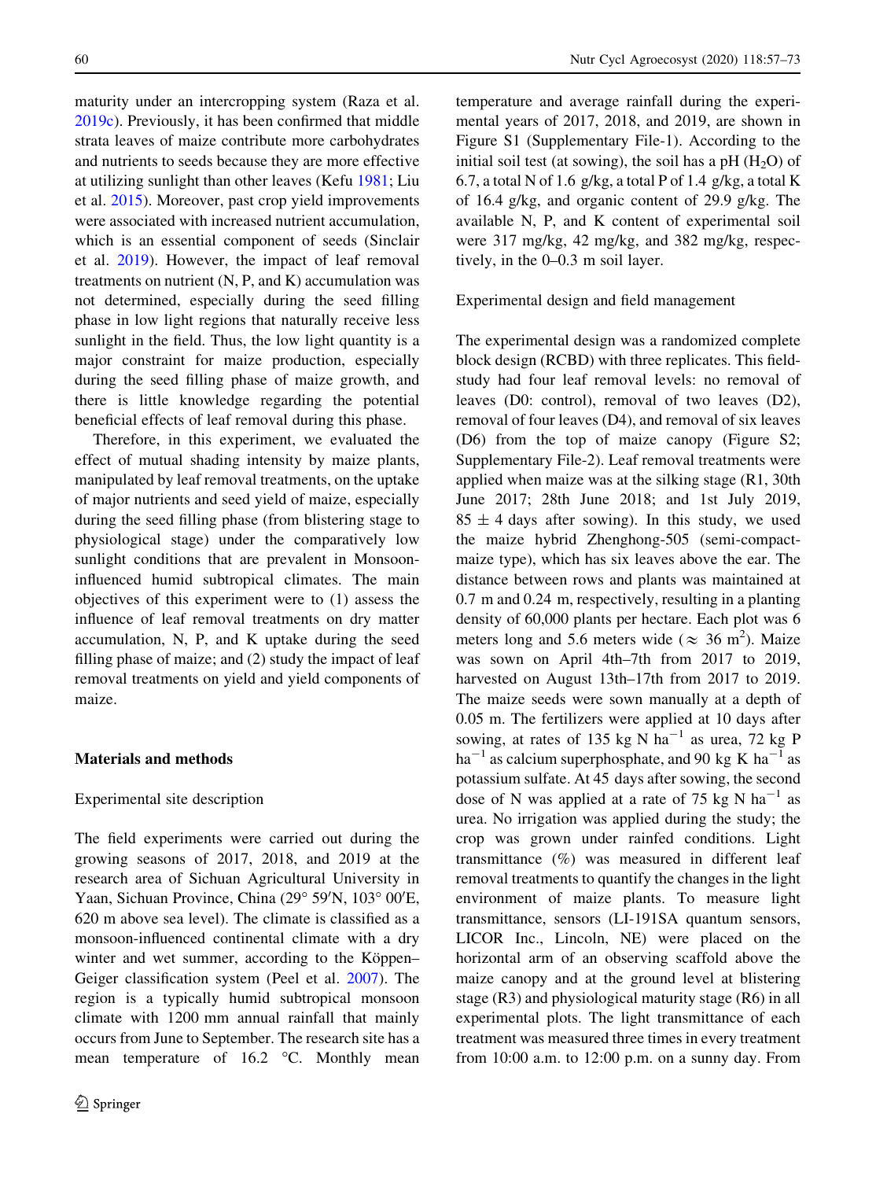maturity under an intercropping system (Raza et al. 2019c). Previously, it has been confirmed that middle strata leaves of maize contribute more carbohydrates and nutrients to seeds because they are more effective at utilizing sunlight than other leaves (Kefu 1981; Liu et al. 2015). Moreover, past crop yield improvements were associated with increased nutrient accumulation, which is an essential component of seeds (Sinclair et al. 2019). However, the impact of leaf removal treatments on nutrient (N, P, and K) accumulation was not determined, especially during the seed filling phase in low light regions that naturally receive less sunlight in the field. Thus, the low light quantity is a major constraint for maize production, especially during the seed filling phase of maize growth, and there is little knowledge regarding the potential beneficial effects of leaf removal during this phase.

Therefore, in this experiment, we evaluated the effect of mutual shading intensity by maize plants, manipulated by leaf removal treatments, on the uptake of major nutrients and seed yield of maize, especially during the seed filling phase (from blistering stage to physiological stage) under the comparatively low sunlight conditions that are prevalent in Monsoon-influenced humid subtropical climates. The main objectives of this experiment were to (1) assess the influence of leaf removal treatments on dry matter accumulation, N, P, and K uptake during the seed filling phase of maize; and (2) study the impact of leaf removal treatments on yield and yield components of maize.

## Materials and methods

### Experimental site description

The field experiments were carried out during the growing seasons of 2017, 2018, and 2019 at the research area of Sichuan Agricultural University in Yaan, Sichuan Province, China (29° 59′N, 103° 00′E, 620 m above sea level). The climate is classified as a monsoon-influenced continental climate with a dry winter and wet summer, according to the Köppen–Geiger classification system (Peel et al. 2007). The region is a typically humid subtropical monsoon climate with 1200 mm annual rainfall that mainly occurs from June to September. The research site has a mean temperature of 16.2 °C. Monthly mean temperature and average rainfall during the experimental years of 2017, 2018, and 2019, are shown in Figure S1 (Supplementary File-1). According to the initial soil test (at sowing), the soil has a pH ($H_2O$) of 6.7, a total N of 1.6 g/kg, a total P of 1.4 g/kg, a total K of 16.4 g/kg, and organic content of 29.9 g/kg. The available N, P, and K content of experimental soil were 317 mg/kg, 42 mg/kg, and 382 mg/kg, respectively, in the 0–0.3 m soil layer.

### Experimental design and field management

The experimental design was a randomized complete block design (RCBD) with three replicates. This field-study had four leaf removal levels: no removal of leaves (D0: control), removal of two leaves (D2), removal of four leaves (D4), and removal of six leaves (D6) from the top of maize canopy (Figure S2; Supplementary File-2). Leaf removal treatments were applied when maize was at the silking stage (R1, 30th June 2017; 28th June 2018; and 1st July 2019, $85 \pm 4$ days after sowing). In this study, we used the maize hybrid Zhenghong-505 (semi-compact-maize type), which has six leaves above the ear. The distance between rows and plants was maintained at 0.7 m and 0.24 m, respectively, resulting in a planting density of 60,000 plants per hectare. Each plot was 6 meters long and 5.6 meters wide ($\approx$ 36 $m^2$). Maize was sown on April 4th–7th from 2017 to 2019, harvested on August 13th–17th from 2017 to 2019. The maize seeds were sown manually at a depth of 0.05 m. The fertilizers were applied at 10 days after sowing, at rates of 135 kg N $ha^{-1}$ as urea, 72 kg P $ha^{-1}$ as calcium superphosphate, and 90 kg K $ha^{-1}$ as potassium sulfate. At 45 days after sowing, the second dose of N was applied at a rate of 75 kg N $ha^{-1}$ as urea. No irrigation was applied during the study; the crop was grown under rainfed conditions. Light transmittance (%) was measured in different leaf removal treatments to quantify the changes in the light environment of maize plants. To measure light transmittance, sensors (LI-191SA quantum sensors, LICOR Inc., Lincoln, NE) were placed on the horizontal arm of an observing scaffold above the maize canopy and at the ground level at blistering stage (R3) and physiological maturity stage (R6) in all experimental plots. The light transmittance of each treatment was measured three times in every treatment from 10:00 a.m. to 12:00 p.m. on a sunny day. From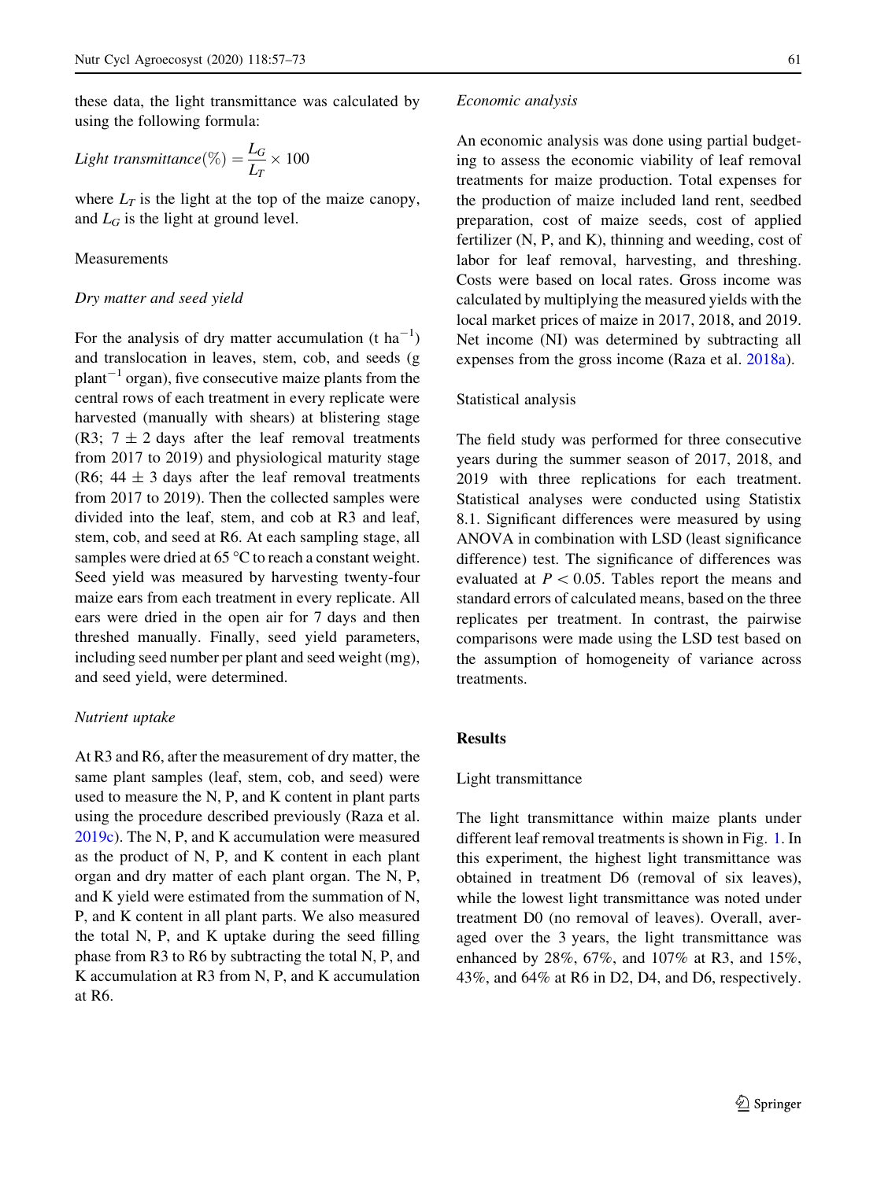these data, the light transmittance was calculated by using the following formula:

$$\textit{Light transmittance}(\%) = \frac{L_G}{L_T} \times 100$$

where $L_T$ is the light at the top of the maize canopy, and $L_G$ is the light at ground level.

## Measurements

### *Dry matter and seed yield*

For the analysis of dry matter accumulation (t ha$^{-1}$) and translocation in leaves, stem, cob, and seeds (g plant$^{-1}$ organ), five consecutive maize plants from the central rows of each treatment in every replicate were harvested (manually with shears) at blistering stage (R3; 7 ± 2 days after the leaf removal treatments from 2017 to 2019) and physiological maturity stage (R6; 44 ± 3 days after the leaf removal treatments from 2017 to 2019). Then the collected samples were divided into the leaf, stem, and cob at R3 and leaf, stem, cob, and seed at R6. At each sampling stage, all samples were dried at 65 °C to reach a constant weight. Seed yield was measured by harvesting twenty-four maize ears from each treatment in every replicate. All ears were dried in the open air for 7 days and then threshed manually. Finally, seed yield parameters, including seed number per plant and seed weight (mg), and seed yield, were determined.

### *Nutrient uptake*

At R3 and R6, after the measurement of dry matter, the same plant samples (leaf, stem, cob, and seed) were used to measure the N, P, and K content in plant parts using the procedure described previously (Raza et al. 2019c). The N, P, and K accumulation were measured as the product of N, P, and K content in each plant organ and dry matter of each plant organ. The N, P, and K yield were estimated from the summation of N, P, and K content in all plant parts. We also measured the total N, P, and K uptake during the seed filling phase from R3 to R6 by subtracting the total N, P, and K accumulation at R3 from N, P, and K accumulation at R6.

### *Economic analysis*

An economic analysis was done using partial budgeting to assess the economic viability of leaf removal treatments for maize production. Total expenses for the production of maize included land rent, seedbed preparation, cost of maize seeds, cost of applied fertilizer (N, P, and K), thinning and weeding, cost of labor for leaf removal, harvesting, and threshing. Costs were based on local rates. Gross income was calculated by multiplying the measured yields with the local market prices of maize in 2017, 2018, and 2019. Net income (NI) was determined by subtracting all expenses from the gross income (Raza et al. 2018a).

## Statistical analysis

The field study was performed for three consecutive years during the summer season of 2017, 2018, and 2019 with three replications for each treatment. Statistical analyses were conducted using Statistix 8.1. Significant differences were measured by using ANOVA in combination with LSD (least significance difference) test. The significance of differences was evaluated at $P < 0.05$. Tables report the means and standard errors of calculated means, based on the three replicates per treatment. In contrast, the pairwise comparisons were made using the LSD test based on the assumption of homogeneity of variance across treatments.

# Results

## Light transmittance

The light transmittance within maize plants under different leaf removal treatments is shown in Fig. 1. In this experiment, the highest light transmittance was obtained in treatment D6 (removal of six leaves), while the lowest light transmittance was noted under treatment D0 (no removal of leaves). Overall, averaged over the 3 years, the light transmittance was enhanced by 28%, 67%, and 107% at R3, and 15%, 43%, and 64% at R6 in D2, D4, and D6, respectively.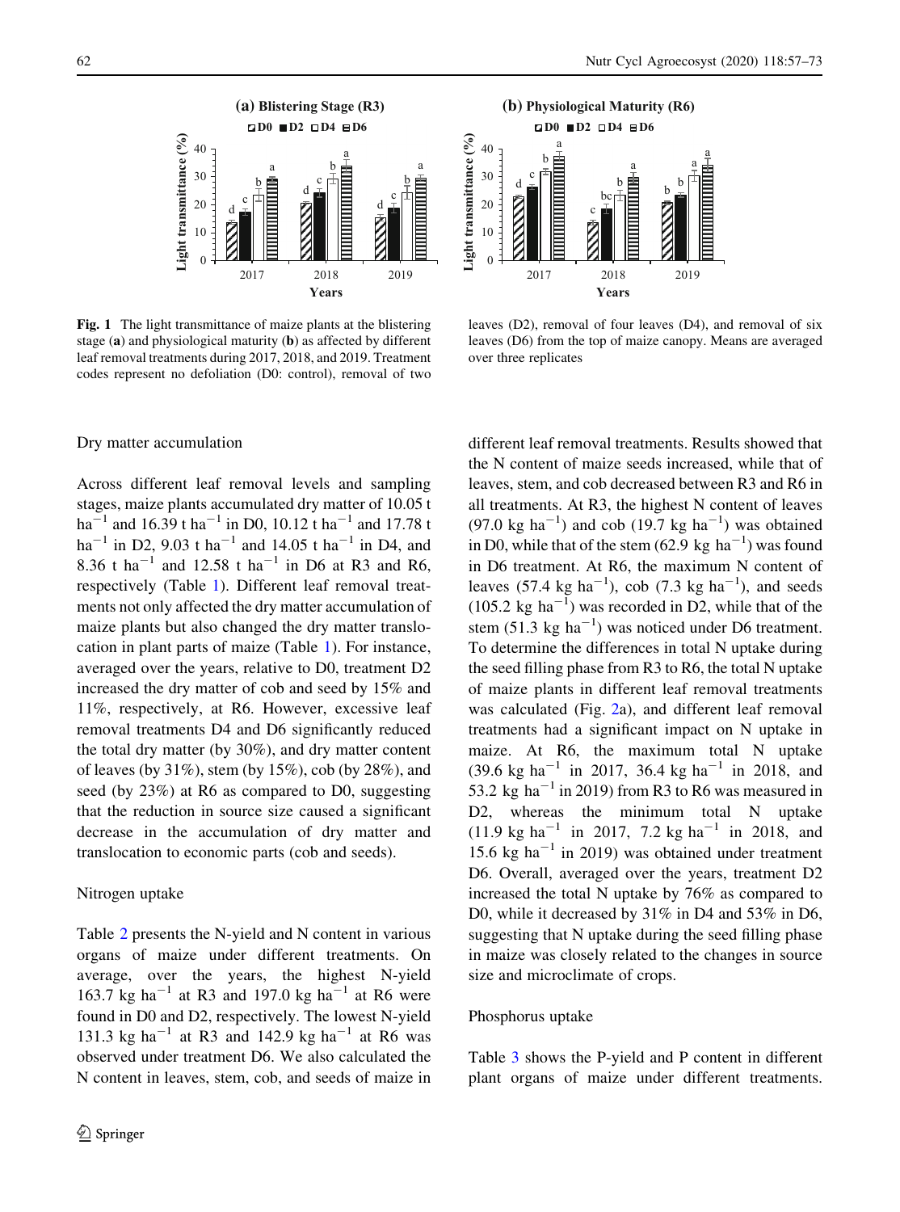Fig. 1 The light transmittance of maize plants at the blistering stage (a) and physiological maturity (b) as affected by different leaf removal treatments during 2017, 2018, and 2019. Treatment codes represent no defoliation (D0: control), removal of two leaves (D2), removal of four leaves (D4), and removal of six leaves (D6) from the top of maize canopy. Means are averaged over three replicates

### Dry matter accumulation

Across different leaf removal levels and sampling stages, maize plants accumulated dry matter of 10.05 t ha$^{-1}$ and 16.39 t ha$^{-1}$ in D0, 10.12 t ha$^{-1}$ and 17.78 t ha$^{-1}$ in D2, 9.03 t ha$^{-1}$ and 14.05 t ha$^{-1}$ in D4, and 8.36 t ha$^{-1}$ and 12.58 t ha$^{-1}$ in D6 at R3 and R6, respectively (Table 1). Different leaf removal treatments not only affected the dry matter accumulation of maize plants but also changed the dry matter translocation in plant parts of maize (Table 1). For instance, averaged over the years, relative to D0, treatment D2 increased the dry matter of cob and seed by 15% and 11%, respectively, at R6. However, excessive leaf removal treatments D4 and D6 significantly reduced the total dry matter (by 30%), and dry matter content of leaves (by 31%), stem (by 15%), cob (by 28%), and seed (by 23%) at R6 as compared to D0, suggesting that the reduction in source size caused a significant decrease in the accumulation of dry matter and translocation to economic parts (cob and seeds).

### Nitrogen uptake

Table 2 presents the N-yield and N content in various organs of maize under different treatments. On average, over the years, the highest N-yield 163.7 kg ha$^{-1}$ at R3 and 197.0 kg ha$^{-1}$ at R6 were found in D0 and D2, respectively. The lowest N-yield 131.3 kg ha$^{-1}$ at R3 and 142.9 kg ha$^{-1}$ at R6 was observed under treatment D6. We also calculated the N content in leaves, stem, cob, and seeds of maize in different leaf removal treatments. Results showed that the N content of maize seeds increased, while that of leaves, stem, and cob decreased between R3 and R6 in all treatments. At R3, the highest N content of leaves (97.0 kg ha$^{-1}$) and cob (19.7 kg ha$^{-1}$) was obtained in D0, while that of the stem (62.9 kg ha$^{-1}$) was found in D6 treatment. At R6, the maximum N content of leaves (57.4 kg ha$^{-1}$), cob (7.3 kg ha$^{-1}$), and seeds (105.2 kg ha$^{-1}$) was recorded in D2, while that of the stem (51.3 kg ha$^{-1}$) was noticed under D6 treatment. To determine the differences in total N uptake during the seed filling phase from R3 to R6, the total N uptake of maize plants in different leaf removal treatments was calculated (Fig. 2a), and different leaf removal treatments had a significant impact on N uptake in maize. At R6, the maximum total N uptake (39.6 kg ha$^{-1}$ in 2017, 36.4 kg ha$^{-1}$ in 2018, and 53.2 kg ha$^{-1}$ in 2019) from R3 to R6 was measured in D2, whereas the minimum total N uptake (11.9 kg ha$^{-1}$ in 2017, 7.2 kg ha$^{-1}$ in 2018, and 15.6 kg ha$^{-1}$ in 2019) was obtained under treatment D6. Overall, averaged over the years, treatment D2 increased the total N uptake by 76% as compared to D0, while it decreased by 31% in D4 and 53% in D6, suggesting that N uptake during the seed filling phase in maize was closely related to the changes in source size and microclimate of crops.

### Phosphorus uptake

Table 3 shows the P-yield and P content in different plant organs of maize under different treatments.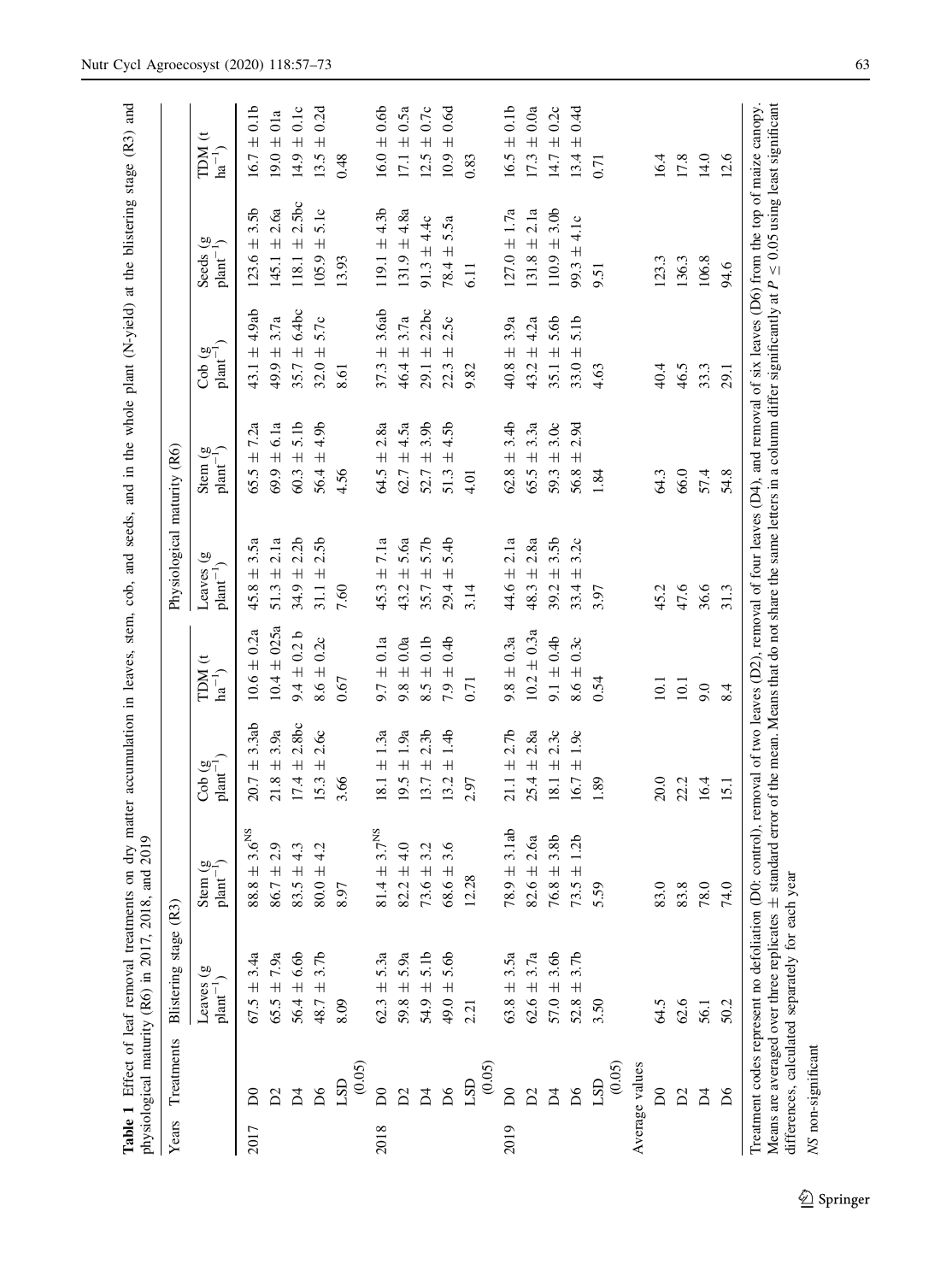**Table 1** Effect of leaf removal treatments on dry matter accumulation in leaves, stem, cob, and seeds, and in the whole plant (N-yield) at the blistering stage (R3) and physiological maturity (R6) in 2017, 2018, and 2019

| Years | Treatments | Blistering stage (R3) | | | | Physiological maturity (R6) | | | | |
|---|---|---|---|---|---|---|---|---|---|---|
| | | Leaves (g plant$^{-1}$) | Stem (g plant$^{-1}$) | Cob (g plant$^{-1}$) | TDM (t ha$^{-1}$) | Leaves (g plant$^{-1}$) | Stem (g plant$^{-1}$) | Cob (g plant$^{-1}$) | Seeds (g plant$^{-1}$) | TDM (t ha$^{-1}$) |
| 2017 | D0 | 67.5 ± 3.4a | 88.8 ± 3.6$^{NS}$ | 20.7 ± 3.3ab | 10.6 ± 0.2a | 45.8 ± 3.5a | 65.5 ± 7.2a | 43.1 ± 4.9ab | 123.6 ± 3.5b | 16.7 ± 0.1b |
| | D2 | 65.5 ± 7.9a | 86.7 ± 2.9 | 21.8 ± 3.9a | 10.4 ± 025a | 51.3 ± 2.1a | 69.9 ± 6.1a | 49.9 ± 3.7a | 145.1 ± 2.6a | 19.0 ± 01a |
| | D4 | 56.4 ± 6.6b | 83.5 ± 4.3 | 17.4 ± 2.8bc | 9.4 ± 0.2 b | 34.9 ± 2.2b | 60.3 ± 5.1b | 35.7 ± 6.4bc | 118.1 ± 2.5bc | 14.9 ± 0.1c |
| | D6 | 48.7 ± 3.7b | 80.0 ± 4.2 | 15.3 ± 2.6c | 8.6 ± 0.2c | 31.1 ± 2.5b | 56.4 ± 4.9b | 32.0 ± 5.7c | 105.9 ± 5.1c | 13.5 ± 0.2d |
| | LSD (0.05) | 8.09 | 8.97 | 3.66 | 0.67 | 7.60 | 4.56 | 8.61 | 13.93 | 0.48 |
| 2018 | D0 | 62.3 ± 5.3a | 81.4 ± 3.7$^{NS}$ | 18.1 ± 1.3a | 9.7 ± 0.1a | 45.3 ± 7.1a | 64.5 ± 2.8a | 37.3 ± 3.6ab | 119.1 ± 4.3b | 16.0 ± 0.6b |
| | D2 | 59.8 ± 5.9a | 82.2 ± 4.0 | 19.5 ± 1.9a | 9.8 ± 0.0a | 43.2 ± 5.6a | 62.7 ± 4.5a | 46.4 ± 3.7a | 131.9 ± 4.8a | 17.1 ± 0.5a |
| | D4 | 54.9 ± 5.1b | 73.6 ± 3.2 | 13.7 ± 2.3b | 8.5 ± 0.1b | 35.7 ± 5.7b | 52.7 ± 3.9b | 29.1 ± 2.2bc | 91.3 ± 4.4c | 12.5 ± 0.7c |
| | D6 | 49.0 ± 5.6b | 68.6 ± 3.6 | 13.2 ± 1.4b | 7.9 ± 0.4b | 29.4 ± 5.4b | 51.3 ± 4.5b | 22.3 ± 2.5c | 78.4 ± 5.5a | 10.9 ± 0.6d |
| | LSD (0.05) | 2.21 | 12.28 | 2.97 | 0.71 | 3.14 | 4.01 | 9.82 | 6.11 | 0.83 |
| 2019 | D0 | 63.8 ± 3.5a | 78.9 ± 3.1ab | 21.1 ± 2.7b | 9.8 ± 0.3a | 44.6 ± 2.1a | 62.8 ± 3.4b | 40.8 ± 3.9a | 127.0 ± 1.7a | 16.5 ± 0.1b |
| | D2 | 62.6 ± 3.7a | 82.6 ± 2.6a | 25.4 ± 2.8a | 10.2 ± 0.3a | 48.3 ± 2.8a | 65.5 ± 3.3a | 43.2 ± 4.2a | 131.8 ± 2.1a | 17.3 ± 0.0a |
| | D4 | 57.0 ± 3.6b | 76.8 ± 3.8b | 18.1 ± 2.3c | 9.1 ± 0.4b | 39.2 ± 3.5b | 59.3 ± 3.0c | 35.1 ± 5.6b | 110.9 ± 3.0b | 14.7 ± 0.2c |
| | D6 | 52.8 ± 3.7b | 73.5 ± 1.2b | 16.7 ± 1.9c | 8.6 ± 0.3c | 33.4 ± 3.2c | 56.8 ± 2.9d | 33.0 ± 5.1b | 99.3 ± 4.1c | 13.4 ± 0.4d |
| | LSD (0.05) | 3.50 | 5.59 | 1.89 | 0.54 | 3.97 | 1.84 | 4.63 | 9.51 | 0.71 |
| Average values | | | | | | | | | | |
| | D0 | 64.5 | 83.0 | 20.0 | 10.1 | 45.2 | 64.3 | 40.4 | 123.3 | 16.4 |
| | D2 | 62.6 | 83.8 | 22.2 | 10.1 | 47.6 | 66.0 | 46.5 | 136.3 | 17.8 |
| | D4 | 56.1 | 78.0 | 16.4 | 9.0 | 36.6 | 57.4 | 33.3 | 106.8 | 14.0 |
| | D6 | 50.2 | 74.0 | 15.1 | 8.4 | 31.3 | 54.8 | 29.1 | 94.6 | 12.6 |

Treatment codes represent no defoliation (D0: control), removal of two leaves (D2), removal of four leaves (D4), and removal of six leaves (D6) from the top of maize canopy. Means are averaged over three replicates ± standard error of the mean. Means that do not share the same letters in a column differ significantly at $P \leq 0.05$ using least significant differences, calculated separately for each year

*NS* non-significant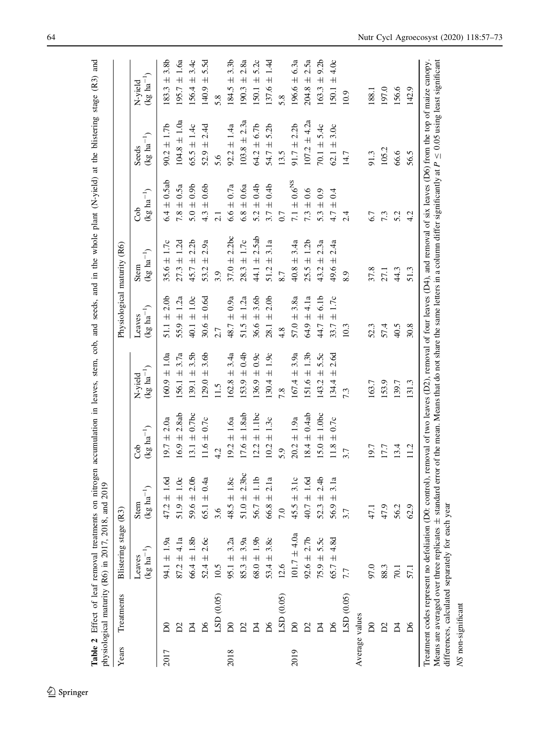**Table 2** Effect of leaf removal treatments on nitrogen accumulation in leaves, stem, cob, and seeds, and in the whole plant (N-yield) at the blistering stage (R3) and physiological maturity (R6) in 2017, 2018, and 2019

| Years | Treatments | Blistering stage (R3) | | | | Physiological maturity (R6) | | | | |
|---|---|---|---|---|---|---|---|---|---|---|
| | | Leaves (kg ha$^{-1}$) | Stem (kg ha$^{-1}$) | Cob (kg ha$^{-1}$) | N-yield (kg ha$^{-1}$) | Leaves (kg ha$^{-1}$) | Stem (kg ha$^{-1}$) | Cob (kg ha$^{-1}$) | Seeds (kg ha$^{-1}$) | N-yield (kg ha$^{-1}$) |
| 2017 | D0 | 94.1 ± 1.9a | 47.2 ± 1.6d | 19.7 ± 2.0a | 160.9 ± 1.0a | 51.1 ± 2.0b | 35.6 ± 1.7c | 6.4 ± 0.5ab | 90.2 ± 1.7b | 183.3 ± 3.8b |
| | D2 | 87.2 ± 4.1a | 51.9 ± 1.0c | 16.9 ± 2.8ab | 156.1 ± 3.7a | 55.9 ± 1.2a | 27.3 ± 1.2d | 7.8 ± 0.5a | 104.8 ± 1.0a | 195.7 ± 1.6a |
| | D4 | 66.4 ± 1.8b | 59.6 ± 2.0b | 13.1 ± 0.7bc | 139.1 ± 3.5b | 40.1 ± 1.0c | 45.7 ± 2.2b | 5.0 ± 0.9b | 65.5 ± 1.4c | 156.4 ± 3.4c |
| | D6 | 52.4 ± 2.6c | 65.1 ± 0.4a | 11.6 ± 0.7c | 129.0 ± 3.6b | 30.6 ± 0.6d | 53.2 ± 2.9a | 4.3 ± 0.6b | 52.9 ± 2.4d | 140.9 ± 5.5d |
| | LSD (0.05) | 10.5 | 3.6 | 4.2 | 11.5 | 2.7 | 3.9 | 2.1 | 5.6 | 5.8 |
| 2018 | D0 | 95.1 ± 3.2a | 48.5 ± 1.8c | 19.2 ± 1.6a | 162.8 ± 3.4a | 48.7 ± 0.9a | 37.0 ± 2.2bc | 6.6 ± 0.7a | 92.2 ± 1.4a | 184.5 ± 3.3b |
| | D2 | 85.3 ± 3.9a | 51.0 ± 2.3bc | 17.6 ± 1.8ab | 153.9 ± 0.4b | 51.5 ± 1.2a | 28.3 ± 1.7c | 6.8 ± 0.6a | 103.8 ± 2.3a | 190.3 ± 2.8a |
| | D4 | 68.0 ± 1.9b | 56.7 ± 1.1b | 12.2 ± 1.1bc | 136.9 ± 0.9c | 36.6 ± 3.6b | 44.1 ± 2.5ab | 5.2 ± 0.4b | 64.2 ± 6.7b | 150.1 ± 5.2c |
| | D6 | 53.4 ± 3.8c | 66.8 ± 2.1a | 10.2 ± 1.3c | 130.4 ± 1.9c | 28.1 ± 2.0b | 51.2 ± 3.1a | 3.7 ± 0.4b | 54.7 ± 5.2b | 137.6 ± 1.4d |
| | LSD (0.05) | 12.6 | 7.0 | 5.9 | 7.8 | 4.8 | 8.7 | 0.7 | 13.5 | 5.8 |
| 2019 | D0 | 101.7 ± 4.0a | 45.5 ± 3.1c | 20.2 ± 1.9a | 167.4 ± 3.9a | 57.0 ± 3.8a | 40.8 ± 3.4a | 7.1 ± 0.6$^{NS}$ | 91.7 ± 2.2b | 196.6 ± 6.3a |
| | D2 | 92.6 ± 2.7b | 40.7 ± 1.6d | 18.4 ± 0.4ab | 151.6 ± 1.3b | 64.9 ± 4.1a | 25.5 ± 1.2b | 7.3 ± 0.6 | 107.2 ± 4.2a | 204.8 ± 2.5a |
| | D4 | 75.9 ± 5.5c | 52.3 ± 2.4b | 15.0 ± 1.0bc | 143.2 ± 5.5c | 44.7 ± 6.1b | 43.2 ± 2.3a | 5.3 ± 0.9 | 70.1 ± 5.4c | 163.3 ± 9.2b |
| | D6 | 65.7 ± 4.8d | 56.9 ± 3.1a | 11.8 ± 0.7c | 134.4 ± 2.6d | 33.7 ± 1.7c | 49.6 ± 2.4a | 4.7 ± 0.4 | 62.1 ± 3.0c | 150.1 ± 4.0c |
| | LSD (0.05) | 7.7 | 3.7 | 3.7 | 7.3 | 10.3 | 8.9 | 2.4 | 14.7 | 10.9 |
| Average values | | | | | | | | | | |
| | D0 | 97.0 | 47.1 | 19.7 | 163.7 | 52.3 | 37.8 | 6.7 | 91.3 | 188.1 |
| | D2 | 88.3 | 47.9 | 17.7 | 153.9 | 57.4 | 27.1 | 7.3 | 105.2 | 197.0 |
| | D4 | 70.1 | 56.2 | 13.4 | 139.7 | 40.5 | 44.3 | 5.2 | 66.6 | 156.6 |
| | D6 | 57.1 | 62.9 | 11.2 | 131.3 | 30.8 | 51.3 | 4.2 | 56.5 | 142.9 |

Treatment codes represent no defoliation (D0: control), removal of two leaves (D2), removal of four leaves (D4), and removal of six leaves (D6) from the top of maize canopy. Means are averaged over three replicates ± standard error of the mean. Means that do not share the same letters in a column differ significantly at $P \leq 0.05$ using least significant differences, calculated separately for each year

*NS* non-significant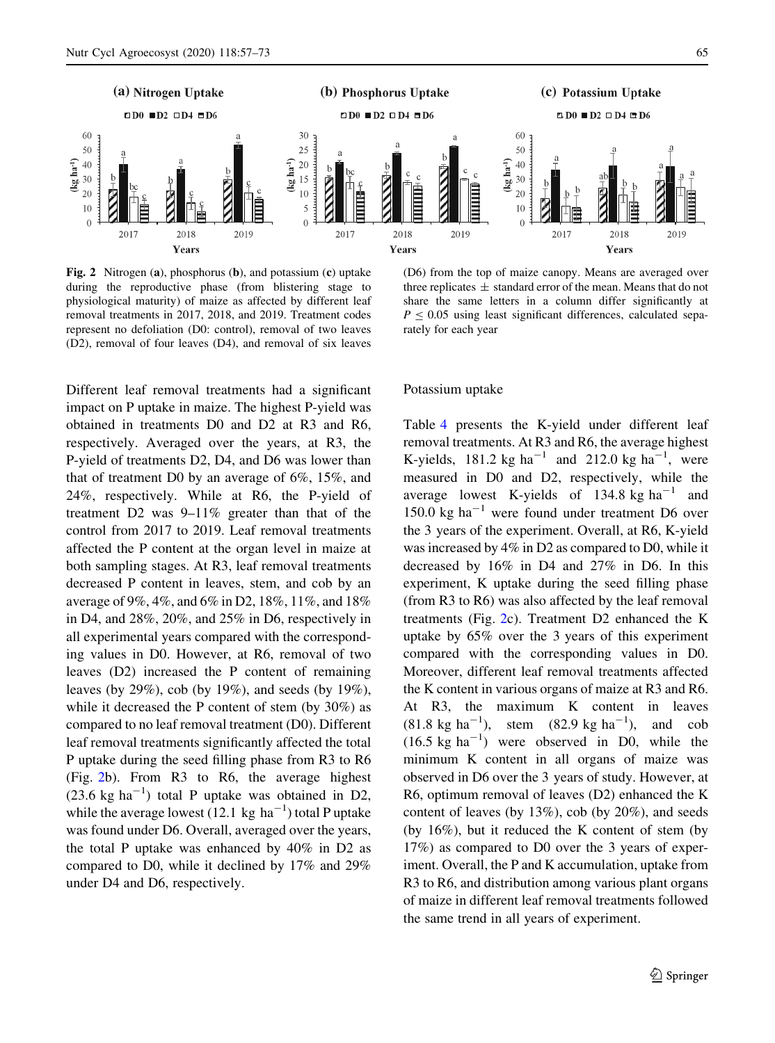Fig. 2 Nitrogen (a), phosphorus (b), and potassium (c) uptake during the reproductive phase (from blistering stage to physiological maturity) of maize as affected by different leaf removal treatments in 2017, 2018, and 2019. Treatment codes represent no defoliation (D0: control), removal of two leaves (D2), removal of four leaves (D4), and removal of six leaves (D6) from the top of maize canopy. Means are averaged over three replicates ± standard error of the mean. Means that do not share the same letters in a column differ significantly at $P \leq 0.05$ using least significant differences, calculated separately for each year

Different leaf removal treatments had a significant impact on P uptake in maize. The highest P-yield was obtained in treatments D0 and D2 at R3 and R6, respectively. Averaged over the years, at R3, the P-yield of treatments D2, D4, and D6 was lower than that of treatment D0 by an average of 6%, 15%, and 24%, respectively. While at R6, the P-yield of treatment D2 was 9–11% greater than that of the control from 2017 to 2019. Leaf removal treatments affected the P content at the organ level in maize at both sampling stages. At R3, leaf removal treatments decreased P content in leaves, stem, and cob by an average of 9%, 4%, and 6% in D2, 18%, 11%, and 18% in D4, and 28%, 20%, and 25% in D6, respectively in all experimental years compared with the corresponding values in D0. However, at R6, removal of two leaves (D2) increased the P content of remaining leaves (by 29%), cob (by 19%), and seeds (by 19%), while it decreased the P content of stem (by 30%) as compared to no leaf removal treatment (D0). Different leaf removal treatments significantly affected the total P uptake during the seed filling phase from R3 to R6 (Fig. 2b). From R3 to R6, the average highest (23.6 kg $ha^{-1}$) total P uptake was obtained in D2, while the average lowest (12.1 kg $ha^{-1}$) total P uptake was found under D6. Overall, averaged over the years, the total P uptake was enhanced by 40% in D2 as compared to D0, while it declined by 17% and 29% under D4 and D6, respectively.

### Potassium uptake

Table 4 presents the K-yield under different leaf removal treatments. At R3 and R6, the average highest K-yields, 181.2 kg $ha^{-1}$ and 212.0 kg $ha^{-1}$, were measured in D0 and D2, respectively, while the average lowest K-yields of 134.8 kg $ha^{-1}$ and 150.0 kg $ha^{-1}$ were found under treatment D6 over the 3 years of the experiment. Overall, at R6, K-yield was increased by 4% in D2 as compared to D0, while it decreased by 16% in D4 and 27% in D6. In this experiment, K uptake during the seed filling phase (from R3 to R6) was also affected by the leaf removal treatments (Fig. 2c). Treatment D2 enhanced the K uptake by 65% over the 3 years of this experiment compared with the corresponding values in D0. Moreover, different leaf removal treatments affected the K content in various organs of maize at R3 and R6. At R3, the maximum K content in leaves (81.8 kg $ha^{-1}$), stem (82.9 kg $ha^{-1}$), and cob (16.5 kg $ha^{-1}$) were observed in D0, while the minimum K content in all organs of maize was observed in D6 over the 3 years of study. However, at R6, optimum removal of leaves (D2) enhanced the K content of leaves (by 13%), cob (by 20%), and seeds (by 16%), but it reduced the K content of stem (by 17%) as compared to D0 over the 3 years of experiment. Overall, the P and K accumulation, uptake from R3 to R6, and distribution among various plant organs of maize in different leaf removal treatments followed the same trend in all years of experiment.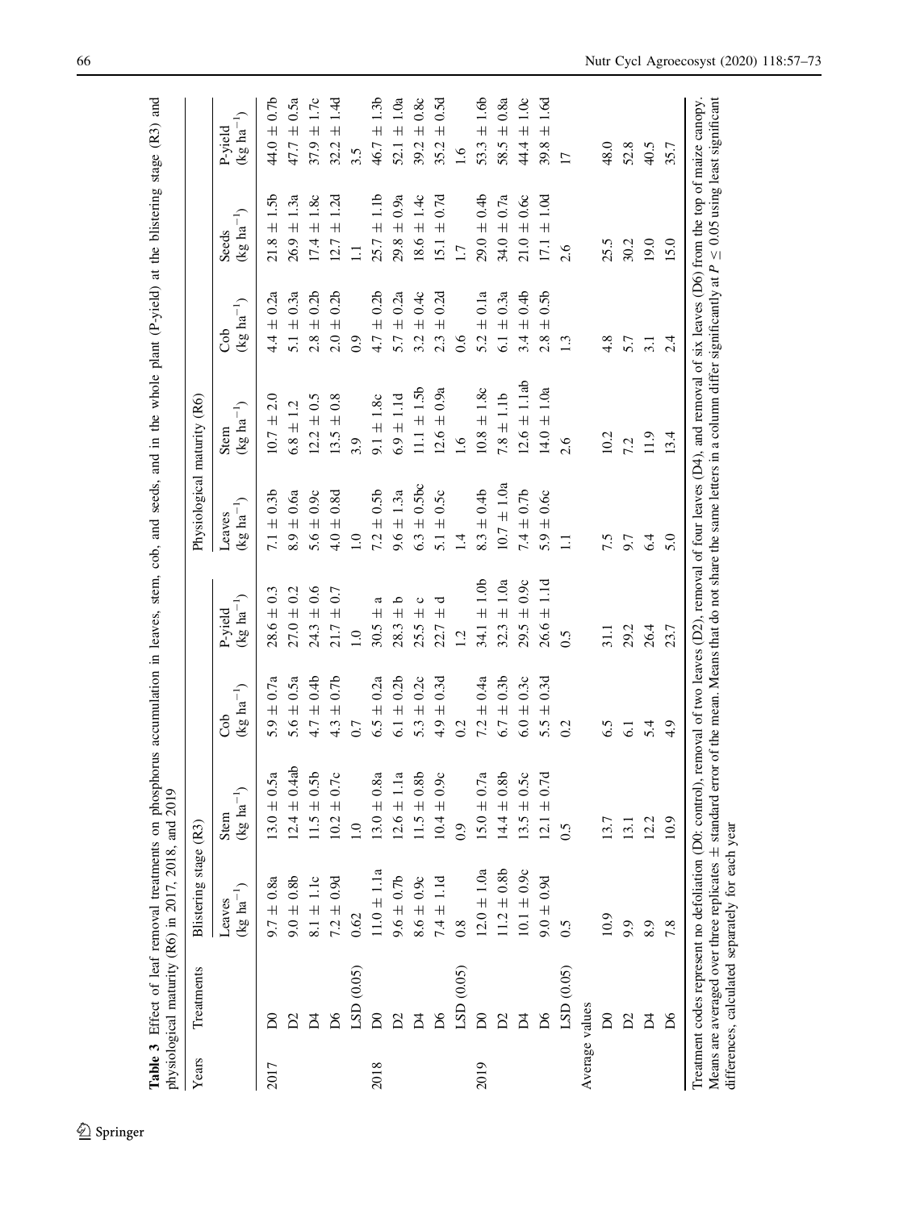**Table 3** Effect of leaf removal treatments on phosphorus accumulation in leaves, stem, cob, and seeds, and in the whole plant (P-yield) at the blistering stage (R3) and physiological maturity (R6) in 2017, 2018, and 2019

| Years | Treatments | Blistering stage (R3) | | | | Physiological maturity (R6) | | | | |
|---|---|---|---|---|---|---|---|---|---|---|
| | | Leaves (kg ha$^{-1}$) | Stem (kg ha$^{-1}$) | Cob (kg ha$^{-1}$) | P-yield (kg ha$^{-1}$) | Leaves (kg ha$^{-1}$) | Stem (kg ha$^{-1}$) | Cob (kg ha$^{-1}$) | Seeds (kg ha$^{-1}$) | P-yield (kg ha$^{-1}$) |
| 2017 | D0 | 9.7 ± 0.8a | 13.0 ± 0.5a | 5.9 ± 0.7a | 28.6 ± 0.3 | 7.1 ± 0.3b | 10.7 ± 2.0 | 4.4 ± 0.2a | 21.8 ± 1.5b | 44.0 ± 0.7b |
| | D2 | 9.0 ± 0.8b | 12.4 ± 0.4ab | 5.6 ± 0.5a | 27.0 ± 0.2 | 8.9 ± 0.6a | 6.8 ± 1.2 | 5.1 ± 0.3a | 26.9 ± 1.3a | 47.7 ± 0.5a |
| | D4 | 8.1 ± 1.1c | 11.5 ± 0.5b | 4.7 ± 0.4b | 24.3 ± 0.6 | 5.6 ± 0.9c | 12.2 ± 0.5 | 2.8 ± 0.2b | 17.4 ± 1.8c | 37.9 ± 1.7c |
| | D6 | 7.2 ± 0.9d | 10.2 ± 0.7c | 4.3 ± 0.7b | 21.7 ± 0.7 | 4.0 ± 0.8d | 13.5 ± 0.8 | 2.0 ± 0.2b | 12.7 ± 1.2d | 32.2 ± 1.4d |
| | LSD (0.05) | 0.62 | 1.0 | 0.7 | 1.0 | 1.0 | 3.9 | 0.9 | 1.1 | 3.5 |
| 2018 | D0 | 11.0 ± 1.1a | 13.0 ± 0.8a | 6.5 ± 0.2a | 30.5 ± a | 7.2 ± 0.5b | 9.1 ± 1.8c | 4.7 ± 0.2b | 25.7 ± 1.1b | 46.7 ± 1.3b |
| | D2 | 9.6 ± 0.7b | 12.6 ± 1.1a | 6.1 ± 0.2b | 28.3 ± b | 9.6 ± 1.3a | 6.9 ± 1.1d | 5.7 ± 0.2a | 29.8 ± 0.9a | 52.1 ± 1.0a |
| | D4 | 8.6 ± 0.9c | 11.5 ± 0.8b | 5.3 ± 0.2c | 25.5 ± c | 6.3 ± 0.5bc | 11.1 ± 1.5b | 3.2 ± 0.4c | 18.6 ± 1.4c | 39.2 ± 0.8c |
| | D6 | 7.4 ± 1.1d | 10.4 ± 0.9c | 4.9 ± 0.3d | 22.7 ± d | 5.1 ± 0.5c | 12.6 ± 0.9a | 2.3 ± 0.2d | 15.1 ± 0.7d | 35.2 ± 0.5d |
| | LSD (0.05) | 0.8 | 0.9 | 0.2 | 1.2 | 1.4 | 1.6 | 0.6 | 1.7 | 1.6 |
| 2019 | D0 | 12.0 ± 1.0a | 15.0 ± 0.7a | 7.2 ± 0.4a | 34.1 ± 1.0b | 8.3 ± 0.4b | 10.8 ± 1.8c | 5.2 ± 0.1a | 29.0 ± 0.4b | 53.3 ± 1.6b |
| | D2 | 11.2 ± 0.8b | 14.4 ± 0.8b | 6.7 ± 0.3b | 32.3 ± 1.0a | 10.7 ± 1.0a | 7.8 ± 1.1b | 6.1 ± 0.3a | 34.0 ± 0.7a | 58.5 ± 0.8a |
| | D4 | 10.1 ± 0.9c | 13.5 ± 0.5c | 6.0 ± 0.3c | 29.5 ± 0.9c | 7.4 ± 0.7b | 12.6 ± 1.1ab | 3.4 ± 0.4b | 21.0 ± 0.6c | 44.4 ± 1.0c |
| | D6 | 9.0 ± 0.9d | 12.1 ± 0.7d | 5.5 ± 0.3d | 26.6 ± 1.1d | 5.9 ± 0.6c | 14.0 ± 1.0a | 2.8 ± 0.5b | 17.1 ± 1.0d | 39.8 ± 1.6d |
| | LSD (0.05) | 0.5 | 0.5 | 0.2 | 0.5 | 1.1 | 2.6 | 1.3 | 2.6 | 17 |
| Average values | | | | | | | | | | |
| | D0 | 10.9 | 13.7 | 6.5 | 31.1 | 7.5 | 10.2 | 4.8 | 25.5 | 48.0 |
| | D2 | 9.9 | 13.1 | 6.1 | 29.2 | 9.7 | 7.2 | 5.7 | 30.2 | 52.8 |
| | D4 | 8.9 | 12.2 | 5.4 | 26.4 | 6.4 | 11.9 | 3.1 | 19.0 | 40.5 |
| | D6 | 7.8 | 10.9 | 4.9 | 23.7 | 5.0 | 13.4 | 2.4 | 15.0 | 35.7 |

Treatment codes represent no defoliation (D0: control), removal of two leaves (D2), removal of four leaves (D4), and removal of six leaves (D6) from the top of maize canopy. Means are averaged over three replicates ± standard error of the mean. Means that do not share the same letters in a column differ significantly at $P \leq 0.05$ using least significant differences, calculated separately for each year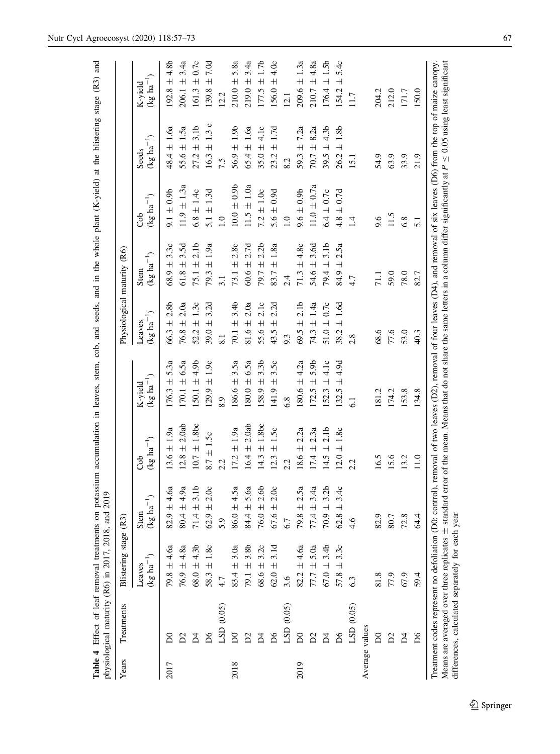**Table 4** Effect of leaf removal treatments on potassium accumulation in leaves, stem, cob, and seeds, and in the whole plant (K-yield) at the blistering stage (R3) and physiological maturity (R6) in 2017, 2018, and 2019

| Years | Treatments | Blistering stage (R3) | | | | Physiological maturity (R6) | | | | |
|---|---|---|---|---|---|---|---|---|---|---|
| | | Leaves (kg ha$^{-1}$) | Stem (kg ha$^{-1}$) | Cob (kg ha$^{-1}$) | K-yield (kg ha$^{-1}$) | Leaves (kg ha$^{-1}$) | Stem (kg ha$^{-1}$) | Cob (kg ha$^{-1}$) | Seeds (kg ha$^{-1}$) | K-yield (kg ha$^{-1}$) |
| 2017 | D0 | 79.8 ± 4.6a | 82.9 ± 4.6a | 13.6 ± 1.9a | 176.3 ± 5.3a | 66.3 ± 2.8b | 68.9 ± 3.3c | 9.1 ± 0.9b | 48.4 ± 1.6a | 192.8 ± 4.8b |
| | D2 | 76.9 ± 4.8a | 80.4 ± 4.9a | 12.8 ± 2.0ab | 170.1 ± 6.5a | 76.8 ± 2.0a | 61.8 ± 3.5d | 11.9 ± 1.3a | 55.6 ± 1.5a | 206.1 ± 3.4a |
| | D4 | 68.0 ± 4.3b | 71.4 ± 3.1b | 10.7 ± 1.8bc | 150.1 ± 4.9b | 52.2 ± 1.3c | 75.1 ± 2.1b | 6.8 ± 1.4c | 27.2 ± 3.1b | 161.3 ± 0.7c |
| | D6 | 58.3 ± 1.8c | 62.9 ± 2.0c | 8.7 ± 1.5c | 129.9 ± 1.9c | 39.0 ± 3.2d | 79.3 ± 1.9a | 5.1 ± 1.3d | 16.3 ± 1.3 c | 139.8 ± 7.0d |
| | LSD (0.05) | 4.7 | 5.9 | 2.2 | 8.9 | 8.1 | 3.1 | 1.0 | 7.5 | 12.2 |
| 2018 | D0 | 83.4 ± 3.0a | 86.0 ± 4.5a | 17.2 ± 1.9a | 186.6 ± 3.5a | 70.1 ± 3.4b | 73.1 ± 2.8c | 10.0 ± 0.9b | 56.9 ± 1.9b | 210.0 ± 5.8a |
| | D2 | 79.1 ± 3.8b | 84.4 ± 5.6a | 16.4 ± 2.0ab | 180.0 ± 6.5a | 81.6 ± 2.0a | 60.6 ± 2.7d | 11.5 ± 1.0a | 65.4 ± 1.6a | 219.0 ± 3.4a |
| | D4 | 68.6 ± 3.2c | 76.0 ± 2.6b | 14.3 ± 1.8bc | 158.9 ± 3.3b | 55.6 ± 2.1c | 79.7 ± 2.2b | 7.2 ± 1.0c | 35.0 ± 4.1c | 177.5 ± 1.7b |
| | D6 | 62.0 ± 3.1d | 67.6 ± 2.0c | 12.3 ± 1.5c | 141.9 ± 3.5c | 43.5 ± 2.2d | 83.7 ± 1.8a | 5.6 ± 0.9d | 23.2 ± 1.7d | 156.0 ± 4.0c |
| | LSD (0.05) | 3.6 | 6.7 | 2.2 | 6.8 | 9.3 | 2.4 | 1.0 | 8.2 | 12.1 |
| 2019 | D0 | 82.2 ± 4.6a | 79.8 ± 2.5a | 18.6 ± 2.2a | 180.6 ± 4.2a | 69.5 ± 2.1b | 71.3 ± 4.8c | 9.6 ± 0.9b | 59.3 ± 7.2a | 209.6 ± 1.3a |
| | D2 | 77.7 ± 5.0a | 77.4 ± 3.4a | 17.4 ± 2.3a | 172.5 ± 5.9b | 74.3 ± 1.4a | 54.6 ± 3.6d | 11.0 ± 0.7a | 70.7 ± 8.2a | 210.7 ± 4.8a |
| | D4 | 67.0 ± 3.4b | 70.9 ± 3.2b | 14.5 ± 2.1b | 152.3 ± 4.1c | 51.0 ± 0.7c | 79.4 ± 3.1b | 6.4 ± 0.7c | 39.5 ± 4.3b | 176.4 ± 1.5b |
| | D6 | 57.8 ± 3.3c | 62.8 ± 3.4c | 12.0 ± 1.8c | 132.5 ± 4.9d | 38.2 ± 1.6d | 84.9 ± 2.5a | 4.8 ± 0.7d | 26.2 ± 1.8b | 154.2 ± 5.4c |
| | LSD (0.05) | 6.3 | 4.6 | 2.2 | 6.1 | 2.8 | 4.7 | 1.4 | 15.1 | 11.7 |
| Average values | | | | | | | | | | |
| | D0 | 81.8 | 82.9 | 16.5 | 181.2 | 68.6 | 71.1 | 9.6 | 54.9 | 204.2 |
| | D2 | 77.9 | 80.7 | 15.6 | 174.2 | 77.6 | 59.0 | 11.5 | 63.9 | 212.0 |
| | D4 | 67.9 | 72.8 | 13.2 | 153.8 | 53.0 | 78.0 | 6.8 | 33.9 | 171.7 |
| | D6 | 59.4 | 64.4 | 11.0 | 134.8 | 40.3 | 82.7 | 5.1 | 21.9 | 150.0 |

Treatment codes represent no defoliation (D0: control), removal of two leaves (D2), removal of four leaves (D4), and removal of six leaves (D6) from the top of maize canopy. Means are averaged over three replicates ± standard error of the mean. Means that do not share the same letters in a column differ significantly at $P \leq 0.05$ using least significant differences, calculated separately for each year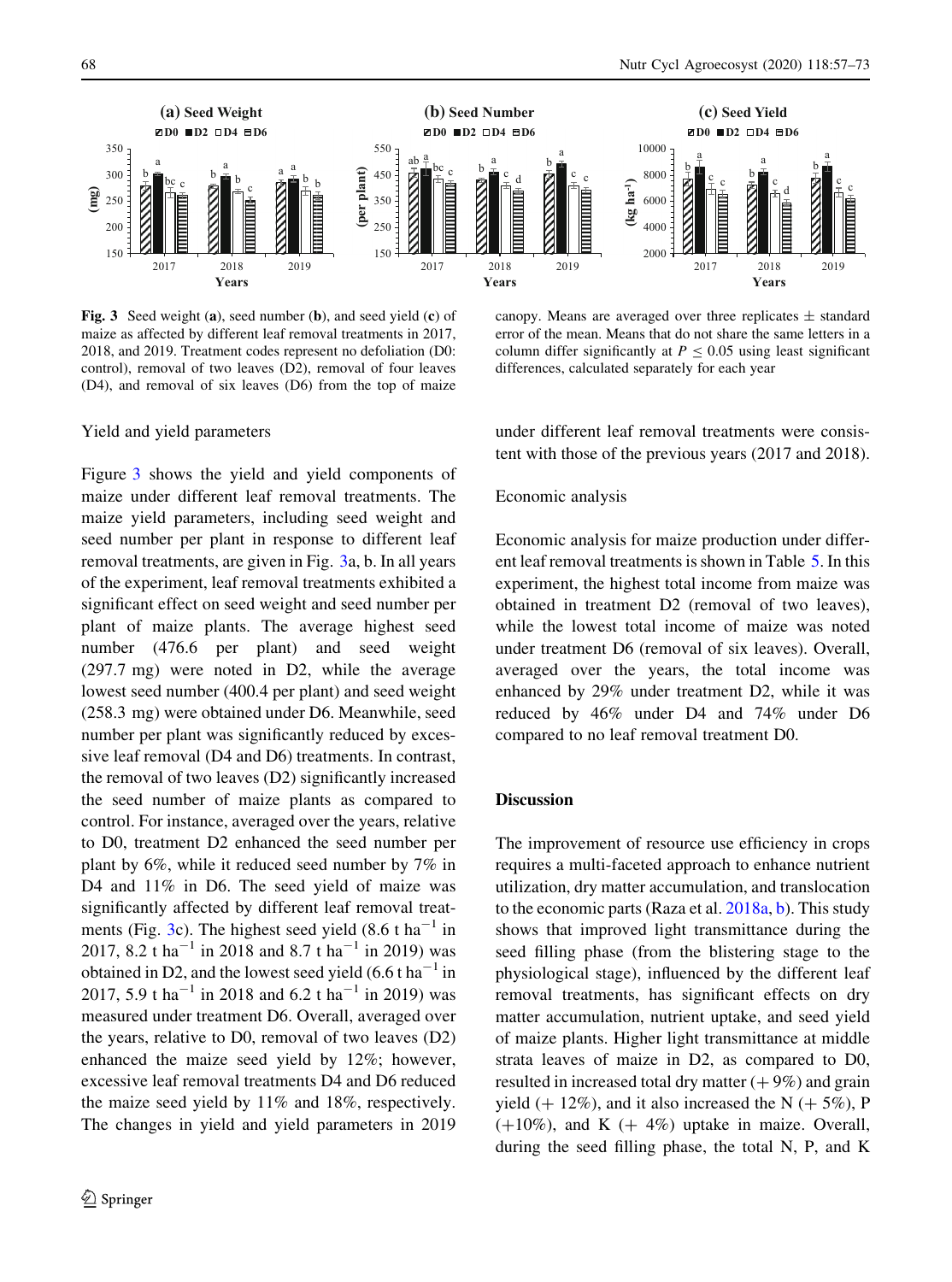**Fig. 3** Seed weight (**a**), seed number (**b**), and seed yield (**c**) of maize as affected by different leaf removal treatments in 2017, 2018, and 2019. Treatment codes represent no defoliation (D0: control), removal of two leaves (D2), removal of four leaves (D4), and removal of six leaves (D6) from the top of maize canopy. Means are averaged over three replicates ± standard error of the mean. Means that do not share the same letters in a column differ significantly at $P \leq 0.05$ using least significant differences, calculated separately for each year

### Yield and yield parameters

Figure 3 shows the yield and yield components of maize under different leaf removal treatments. The maize yield parameters, including seed weight and seed number per plant in response to different leaf removal treatments, are given in Fig. 3a, b. In all years of the experiment, leaf removal treatments exhibited a significant effect on seed weight and seed number per plant of maize plants. The average highest seed number (476.6 per plant) and seed weight (297.7 mg) were noted in D2, while the average lowest seed number (400.4 per plant) and seed weight (258.3 mg) were obtained under D6. Meanwhile, seed number per plant was significantly reduced by excessive leaf removal (D4 and D6) treatments. In contrast, the removal of two leaves (D2) significantly increased the seed number of maize plants as compared to control. For instance, averaged over the years, relative to D0, treatment D2 enhanced the seed number per plant by 6%, while it reduced seed number by 7% in D4 and 11% in D6. The seed yield of maize was significantly affected by different leaf removal treatments (Fig. 3c). The highest seed yield (8.6 t ha$^{-1}$ in 2017, 8.2 t ha$^{-1}$ in 2018 and 8.7 t ha$^{-1}$ in 2019) was obtained in D2, and the lowest seed yield (6.6 t ha$^{-1}$ in 2017, 5.9 t ha$^{-1}$ in 2018 and 6.2 t ha$^{-1}$ in 2019) was measured under treatment D6. Overall, averaged over the years, relative to D0, removal of two leaves (D2) enhanced the maize seed yield by 12%; however, excessive leaf removal treatments D4 and D6 reduced the maize seed yield by 11% and 18%, respectively. The changes in yield and yield parameters in 2019 under different leaf removal treatments were consistent with those of the previous years (2017 and 2018).

### Economic analysis

Economic analysis for maize production under different leaf removal treatments is shown in Table 5. In this experiment, the highest total income from maize was obtained in treatment D2 (removal of two leaves), while the lowest total income of maize was noted under treatment D6 (removal of six leaves). Overall, averaged over the years, the total income was enhanced by 29% under treatment D2, while it was reduced by 46% under D4 and 74% under D6 compared to no leaf removal treatment D0.

## Discussion

The improvement of resource use efficiency in crops requires a multi-faceted approach to enhance nutrient utilization, dry matter accumulation, and translocation to the economic parts (Raza et al. 2018a, b). This study shows that improved light transmittance during the seed filling phase (from the blistering stage to the physiological stage), influenced by the different leaf removal treatments, has significant effects on dry matter accumulation, nutrient uptake, and seed yield of maize plants. Higher light transmittance at middle strata leaves of maize in D2, as compared to D0, resulted in increased total dry matter (+ 9%) and grain yield (+ 12%), and it also increased the N (+ 5%), P (+10%), and K (+ 4%) uptake in maize. Overall, during the seed filling phase, the total N, P, and K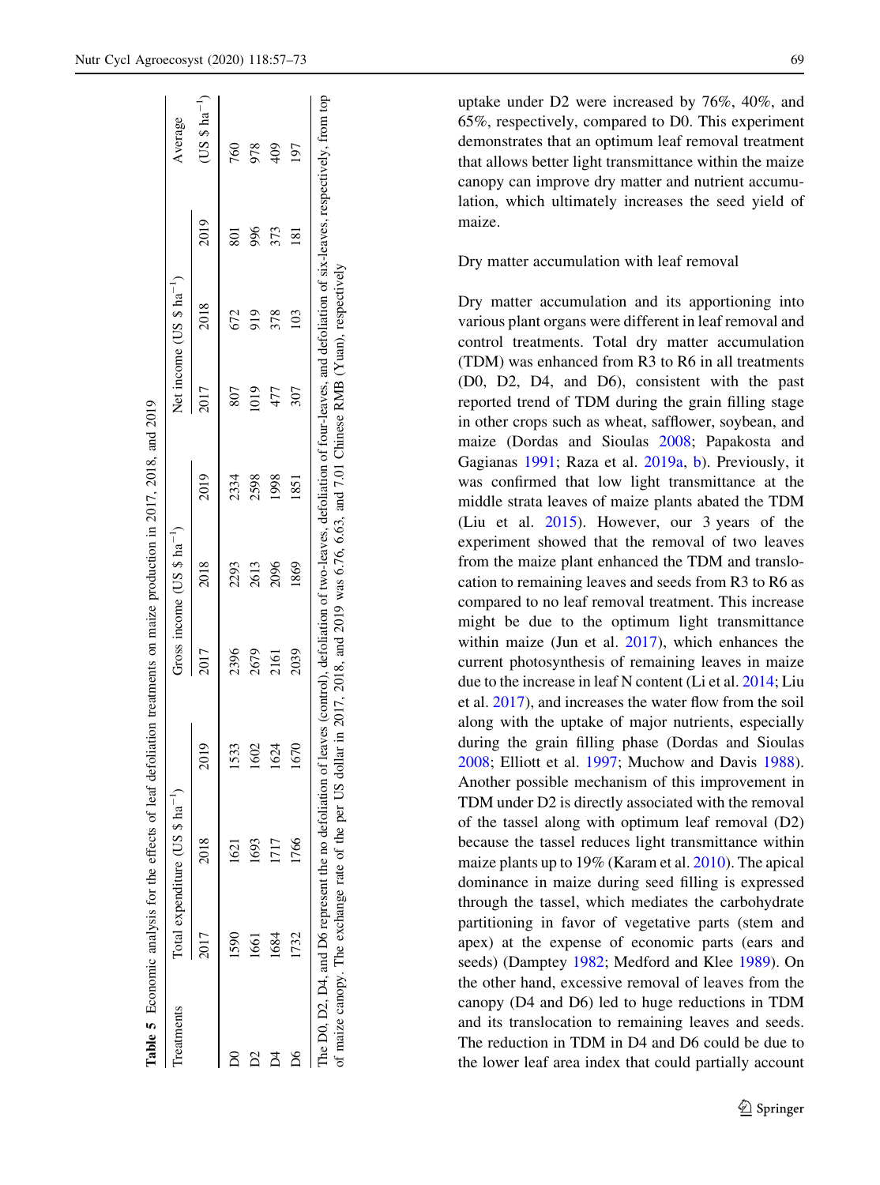**Table 5** Economic analysis for the effects of leaf defoliation treatments on maize production in 2017, 2018, and 2019

| Treatments | Total expenditure (US $ ha$^{-1}$) | | | Gross income (US $ ha$^{-1}$) | | | Net income (US $ ha$^{-1}$) | | | Average |
|---|---|---|---|---|---|---|---|---|---|---|
| | 2017 | 2018 | 2019 | 2017 | 2018 | 2019 | 2017 | 2018 | 2019 | (US $ ha$^{-1}$) |
| D0 | 1590 | 1621 | 1533 | 2396 | 2293 | 2334 | 807 | 672 | 801 | 760 |
| D2 | 1661 | 1693 | 1602 | 2679 | 2613 | 2598 | 1019 | 919 | 996 | 978 |
| D4 | 1684 | 1717 | 1624 | 2161 | 2096 | 1998 | 477 | 378 | 373 | 409 |
| D6 | 1732 | 1766 | 1670 | 2039 | 1869 | 1851 | 307 | 103 | 181 | 197 |

The D0, D2, D4, and D6 represent the no defoliation of leaves (control), defoliation of two-leaves, defoliation of four-leaves, and defoliation of six-leaves, respectively, from top of maize canopy. The exchange rate of the per US dollar in 2017, 2018, and 2019 was 6.76, 6.63, and 7.01 Chinese RMB (Yuan), respectively

uptake under D2 were increased by 76%, 40%, and 65%, respectively, compared to D0. This experiment demonstrates that an optimum leaf removal treatment that allows better light transmittance within the maize canopy can improve dry matter and nutrient accumulation, which ultimately increases the seed yield of maize.

Dry matter accumulation with leaf removal

Dry matter accumulation and its apportioning into various plant organs were different in leaf removal and control treatments. Total dry matter accumulation (TDM) was enhanced from R3 to R6 in all treatments (D0, D2, D4, and D6), consistent with the past reported trend of TDM during the grain filling stage in other crops such as wheat, safflower, soybean, and maize (Dordas and Sioulas 2008; Papakosta and Gagianas 1991; Raza et al. 2019a, b). Previously, it was confirmed that low light transmittance at the middle strata leaves of maize plants abated the TDM (Liu et al. 2015). However, our 3 years of the experiment showed that the removal of two leaves from the maize plant enhanced the TDM and translocation to remaining leaves and seeds from R3 to R6 as compared to no leaf removal treatment. This increase might be due to the optimum light transmittance within maize (Jun et al. 2017), which enhances the current photosynthesis of remaining leaves in maize due to the increase in leaf N content (Li et al. 2014; Liu et al. 2017), and increases the water flow from the soil along with the uptake of major nutrients, especially during the grain filling phase (Dordas and Sioulas 2008; Elliott et al. 1997; Muchow and Davis 1988). Another possible mechanism of this improvement in TDM under D2 is directly associated with the removal of the tassel along with optimum leaf removal (D2) because the tassel reduces light transmittance within maize plants up to 19% (Karam et al. 2010). The apical dominance in maize during seed filling is expressed through the tassel, which mediates the carbohydrate partitioning in favor of vegetative parts (stem and apex) at the expense of economic parts (ears and seeds) (Damptey 1982; Medford and Klee 1989). On the other hand, excessive removal of leaves from the canopy (D4 and D6) led to huge reductions in TDM and its translocation to remaining leaves and seeds. The reduction in TDM in D4 and D6 could be due to the lower leaf area index that could partially account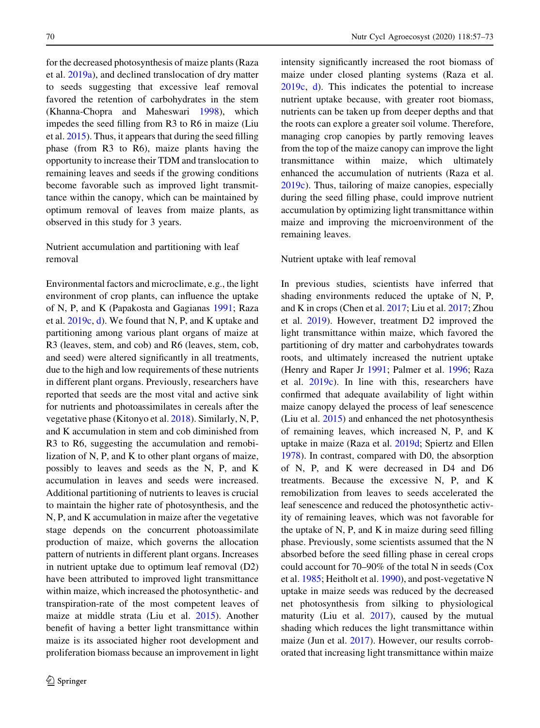for the decreased photosynthesis of maize plants (Raza et al. 2019a), and declined translocation of dry matter to seeds suggesting that excessive leaf removal favored the retention of carbohydrates in the stem (Khanna-Chopra and Maheswari 1998), which impedes the seed filling from R3 to R6 in maize (Liu et al. 2015). Thus, it appears that during the seed filling phase (from R3 to R6), maize plants having the opportunity to increase their TDM and translocation to remaining leaves and seeds if the growing conditions become favorable such as improved light transmittance within the canopy, which can be maintained by optimum removal of leaves from maize plants, as observed in this study for 3 years.

### Nutrient accumulation and partitioning with leaf removal

Environmental factors and microclimate, e.g., the light environment of crop plants, can influence the uptake of N, P, and K (Papakosta and Gagianas 1991; Raza et al. 2019c, d). We found that N, P, and K uptake and partitioning among various plant organs of maize at R3 (leaves, stem, and cob) and R6 (leaves, stem, cob, and seed) were altered significantly in all treatments, due to the high and low requirements of these nutrients in different plant organs. Previously, researchers have reported that seeds are the most vital and active sink for nutrients and photoassimilates in cereals after the vegetative phase (Kitonyo et al. 2018). Similarly, N, P, and K accumulation in stem and cob diminished from R3 to R6, suggesting the accumulation and remobilization of N, P, and K to other plant organs of maize, possibly to leaves and seeds as the N, P, and K accumulation in leaves and seeds were increased. Additional partitioning of nutrients to leaves is crucial to maintain the higher rate of photosynthesis, and the N, P, and K accumulation in maize after the vegetative stage depends on the concurrent photoassimilate production of maize, which governs the allocation pattern of nutrients in different plant organs. Increases in nutrient uptake due to optimum leaf removal (D2) have been attributed to improved light transmittance within maize, which increased the photosynthetic- and transpiration-rate of the most competent leaves of maize at middle strata (Liu et al. 2015). Another benefit of having a better light transmittance within maize is its associated higher root development and proliferation biomass because an improvement in light intensity significantly increased the root biomass of maize under closed planting systems (Raza et al. 2019c, d). This indicates the potential to increase nutrient uptake because, with greater root biomass, nutrients can be taken up from deeper depths and that the roots can explore a greater soil volume. Therefore, managing crop canopies by partly removing leaves from the top of the maize canopy can improve the light transmittance within maize, which ultimately enhanced the accumulation of nutrients (Raza et al. 2019c). Thus, tailoring of maize canopies, especially during the seed filling phase, could improve nutrient accumulation by optimizing light transmittance within maize and improving the microenvironment of the remaining leaves.

### Nutrient uptake with leaf removal

In previous studies, scientists have inferred that shading environments reduced the uptake of N, P, and K in crops (Chen et al. 2017; Liu et al. 2017; Zhou et al. 2019). However, treatment D2 improved the light transmittance within maize, which favored the partitioning of dry matter and carbohydrates towards roots, and ultimately increased the nutrient uptake (Henry and Raper Jr 1991; Palmer et al. 1996; Raza et al. 2019c). In line with this, researchers have confirmed that adequate availability of light within maize canopy delayed the process of leaf senescence (Liu et al. 2015) and enhanced the net photosynthesis of remaining leaves, which increased N, P, and K uptake in maize (Raza et al. 2019d; Spiertz and Ellen 1978). In contrast, compared with D0, the absorption of N, P, and K were decreased in D4 and D6 treatments. Because the excessive N, P, and K remobilization from leaves to seeds accelerated the leaf senescence and reduced the photosynthetic activity of remaining leaves, which was not favorable for the uptake of N, P, and K in maize during seed filling phase. Previously, some scientists assumed that the N absorbed before the seed filling phase in cereal crops could account for 70–90% of the total N in seeds (Cox et al. 1985; Heitholt et al. 1990), and post-vegetative N uptake in maize seeds was reduced by the decreased net photosynthesis from silking to physiological maturity (Liu et al. 2017), caused by the mutual shading which reduces the light transmittance within maize (Jun et al. 2017). However, our results corroborated that increasing light transmittance within maize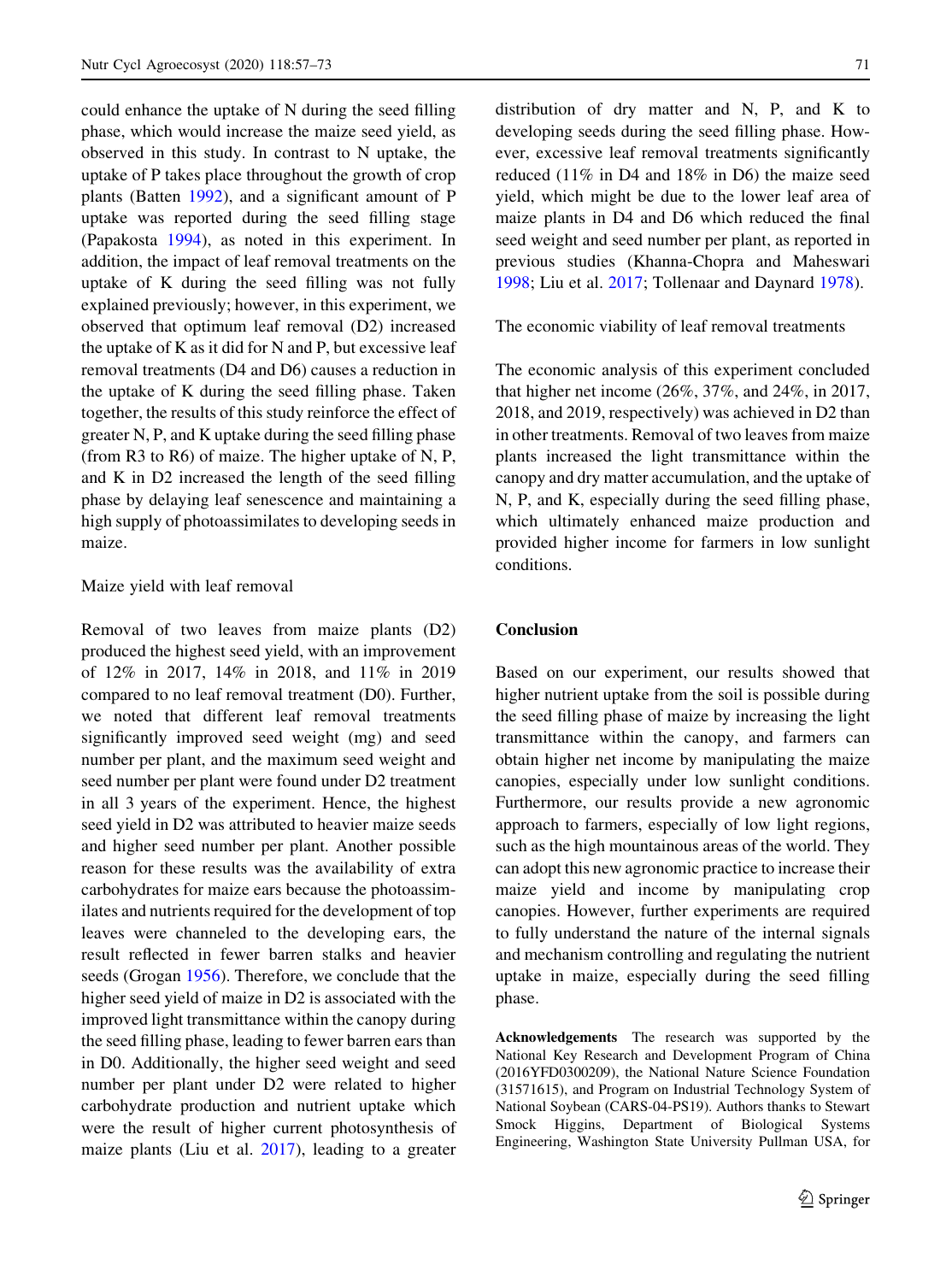could enhance the uptake of N during the seed filling phase, which would increase the maize seed yield, as observed in this study. In contrast to N uptake, the uptake of P takes place throughout the growth of crop plants (Batten 1992), and a significant amount of P uptake was reported during the seed filling stage (Papakosta 1994), as noted in this experiment. In addition, the impact of leaf removal treatments on the uptake of K during the seed filling was not fully explained previously; however, in this experiment, we observed that optimum leaf removal (D2) increased the uptake of K as it did for N and P, but excessive leaf removal treatments (D4 and D6) causes a reduction in the uptake of K during the seed filling phase. Taken together, the results of this study reinforce the effect of greater N, P, and K uptake during the seed filling phase (from R3 to R6) of maize. The higher uptake of N, P, and K in D2 increased the length of the seed filling phase by delaying leaf senescence and maintaining a high supply of photoassimilates to developing seeds in maize.

### Maize yield with leaf removal

Removal of two leaves from maize plants (D2) produced the highest seed yield, with an improvement of 12% in 2017, 14% in 2018, and 11% in 2019 compared to no leaf removal treatment (D0). Further, we noted that different leaf removal treatments significantly improved seed weight (mg) and seed number per plant, and the maximum seed weight and seed number per plant were found under D2 treatment in all 3 years of the experiment. Hence, the highest seed yield in D2 was attributed to heavier maize seeds and higher seed number per plant. Another possible reason for these results was the availability of extra carbohydrates for maize ears because the photoassimilates and nutrients required for the development of top leaves were channeled to the developing ears, the result reflected in fewer barren stalks and heavier seeds (Grogan 1956). Therefore, we conclude that the higher seed yield of maize in D2 is associated with the improved light transmittance within the canopy during the seed filling phase, leading to fewer barren ears than in D0. Additionally, the higher seed weight and seed number per plant under D2 were related to higher carbohydrate production and nutrient uptake which were the result of higher current photosynthesis of maize plants (Liu et al. 2017), leading to a greater distribution of dry matter and N, P, and K to developing seeds during the seed filling phase. However, excessive leaf removal treatments significantly reduced (11% in D4 and 18% in D6) the maize seed yield, which might be due to the lower leaf area of maize plants in D4 and D6 which reduced the final seed weight and seed number per plant, as reported in previous studies (Khanna-Chopra and Maheswari 1998; Liu et al. 2017; Tollenaar and Daynard 1978).

### The economic viability of leaf removal treatments

The economic analysis of this experiment concluded that higher net income (26%, 37%, and 24%, in 2017, 2018, and 2019, respectively) was achieved in D2 than in other treatments. Removal of two leaves from maize plants increased the light transmittance within the canopy and dry matter accumulation, and the uptake of N, P, and K, especially during the seed filling phase, which ultimately enhanced maize production and provided higher income for farmers in low sunlight conditions.

## Conclusion

Based on our experiment, our results showed that higher nutrient uptake from the soil is possible during the seed filling phase of maize by increasing the light transmittance within the canopy, and farmers can obtain higher net income by manipulating the maize canopies, especially under low sunlight conditions. Furthermore, our results provide a new agronomic approach to farmers, especially of low light regions, such as the high mountainous areas of the world. They can adopt this new agronomic practice to increase their maize yield and income by manipulating crop canopies. However, further experiments are required to fully understand the nature of the internal signals and mechanism controlling and regulating the nutrient uptake in maize, especially during the seed filling phase.

**Acknowledgements** The research was supported by the National Key Research and Development Program of China (2016YFD0300209), the National Nature Science Foundation (31571615), and Program on Industrial Technology System of National Soybean (CARS-04-PS19). Authors thanks to Stewart Smock Higgins, Department of Biological Systems Engineering, Washington State University Pullman USA, for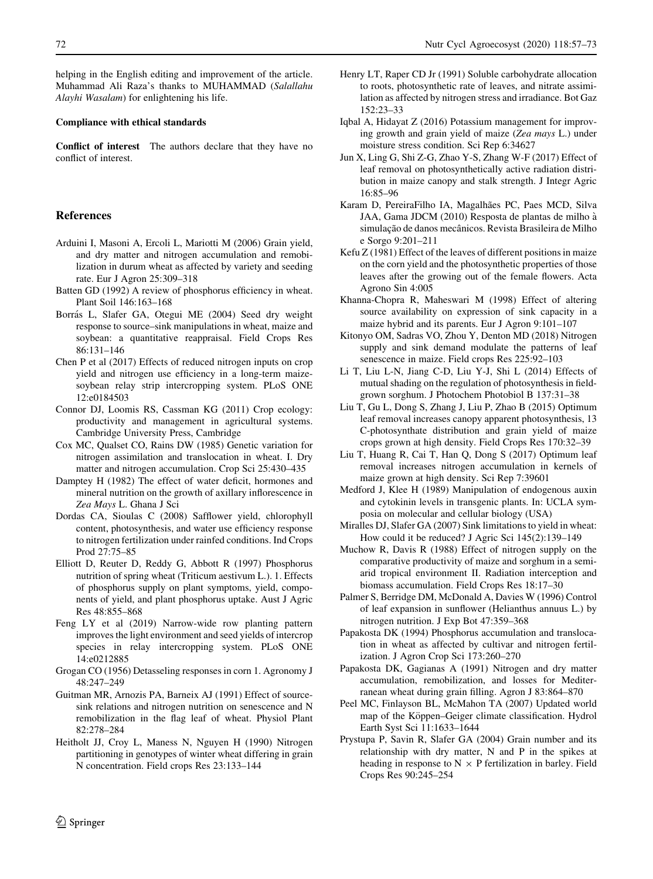helping in the English editing and improvement of the article. Muhammad Ali Raza's thanks to MUHAMMAD (*Salallahu Alayhi Wasalam*) for enlightening his life.

**Compliance with ethical standards**

**Conflict of interest** The authors declare that they have no conflict of interest.

## References

Arduini I, Masoni A, Ercoli L, Mariotti M (2006) Grain yield, and dry matter and nitrogen accumulation and remobilization in durum wheat as affected by variety and seeding rate. Eur J Agron 25:309–318

Batten GD (1992) A review of phosphorus efficiency in wheat. Plant Soil 146:163–168

Borrás L, Slafer GA, Otegui ME (2004) Seed dry weight response to source–sink manipulations in wheat, maize and soybean: a quantitative reappraisal. Field Crops Res 86:131–146

Chen P et al (2017) Effects of reduced nitrogen inputs on crop yield and nitrogen use efficiency in a long-term maize-soybean relay strip intercropping system. PLoS ONE 12:e0184503

Connor DJ, Loomis RS, Cassman KG (2011) Crop ecology: productivity and management in agricultural systems. Cambridge University Press, Cambridge

Cox MC, Qualset CO, Rains DW (1985) Genetic variation for nitrogen assimilation and translocation in wheat. I. Dry matter and nitrogen accumulation. Crop Sci 25:430–435

Damptey H (1982) The effect of water deficit, hormones and mineral nutrition on the growth of axillary inflorescence in *Zea Mays* L. Ghana J Sci

Dordas CA, Sioulas C (2008) Safflower yield, chlorophyll content, photosynthesis, and water use efficiency response to nitrogen fertilization under rainfed conditions. Ind Crops Prod 27:75–85

Elliott D, Reuter D, Reddy G, Abbott R (1997) Phosphorus nutrition of spring wheat (Triticum aestivum L.). 1. Effects of phosphorus supply on plant symptoms, yield, components of yield, and plant phosphorus uptake. Aust J Agric Res 48:855–868

Feng LY et al (2019) Narrow-wide row planting pattern improves the light environment and seed yields of intercrop species in relay intercropping system. PLoS ONE 14:e0212885

Grogan CO (1956) Detasseling responses in corn 1. Agronomy J 48:247–249

Guitman MR, Arnozis PA, Barneix AJ (1991) Effect of source-sink relations and nitrogen nutrition on senescence and N remobilization in the flag leaf of wheat. Physiol Plant 82:278–284

Heitholt JJ, Croy L, Maness N, Nguyen H (1990) Nitrogen partitioning in genotypes of winter wheat differing in grain N concentration. Field crops Res 23:133–144

Henry LT, Raper CD Jr (1991) Soluble carbohydrate allocation to roots, photosynthetic rate of leaves, and nitrate assimilation as affected by nitrogen stress and irradiance. Bot Gaz 152:23–33

Iqbal A, Hidayat Z (2016) Potassium management for improving growth and grain yield of maize (*Zea mays* L.) under moisture stress condition. Sci Rep 6:34627

Jun X, Ling G, Shi Z-G, Zhao Y-S, Zhang W-F (2017) Effect of leaf removal on photosynthetically active radiation distribution in maize canopy and stalk strength. J Integr Agric 16:85–96

Karam D, PereiraFilho IA, Magalhães PC, Paes MCD, Silva JAA, Gama JDCM (2010) Resposta de plantas de milho à simulação de danos mecânicos. Revista Brasileira de Milho e Sorgo 9:201–211

Kefu Z (1981) Effect of the leaves of different positions in maize on the corn yield and the photosynthetic properties of those leaves after the growing out of the female flowers. Acta Agrono Sin 4:005

Khanna-Chopra R, Maheswari M (1998) Effect of altering source availability on expression of sink capacity in a maize hybrid and its parents. Eur J Agron 9:101–107

Kitonyo OM, Sadras VO, Zhou Y, Denton MD (2018) Nitrogen supply and sink demand modulate the patterns of leaf senescence in maize. Field crops Res 225:92–103

Li T, Liu L-N, Jiang C-D, Liu Y-J, Shi L (2014) Effects of mutual shading on the regulation of photosynthesis in field-grown sorghum. J Photochem Photobiol B 137:31–38

Liu T, Gu L, Dong S, Zhang J, Liu P, Zhao B (2015) Optimum leaf removal increases canopy apparent photosynthesis, 13 C-photosynthate distribution and grain yield of maize crops grown at high density. Field Crops Res 170:32–39

Liu T, Huang R, Cai T, Han Q, Dong S (2017) Optimum leaf removal increases nitrogen accumulation in kernels of maize grown at high density. Sci Rep 7:39601

Medford J, Klee H (1989) Manipulation of endogenous auxin and cytokinin levels in transgenic plants. In: UCLA symposia on molecular and cellular biology (USA)

Miralles DJ, Slafer GA (2007) Sink limitations to yield in wheat: How could it be reduced? J Agric Sci 145(2):139–149

Muchow R, Davis R (1988) Effect of nitrogen supply on the comparative productivity of maize and sorghum in a semi-arid tropical environment II. Radiation interception and biomass accumulation. Field Crops Res 18:17–30

Palmer S, Berridge DM, McDonald A, Davies W (1996) Control of leaf expansion in sunflower (Helianthus annuus L.) by nitrogen nutrition. J Exp Bot 47:359–368

Papakosta DK (1994) Phosphorus accumulation and translocation in wheat as affected by cultivar and nitrogen fertilization. J Agron Crop Sci 173:260–270

Papakosta DK, Gagianas A (1991) Nitrogen and dry matter accumulation, remobilization, and losses for Mediterranean wheat during grain filling. Agron J 83:864–870

Peel MC, Finlayson BL, McMahon TA (2007) Updated world map of the Köppen–Geiger climate classification. Hydrol Earth Syst Sci 11:1633–1644

Prystupa P, Savin R, Slafer GA (2004) Grain number and its relationship with dry matter, N and P in the spikes at heading in response to N $\times$ P fertilization in barley. Field Crops Res 90:245–254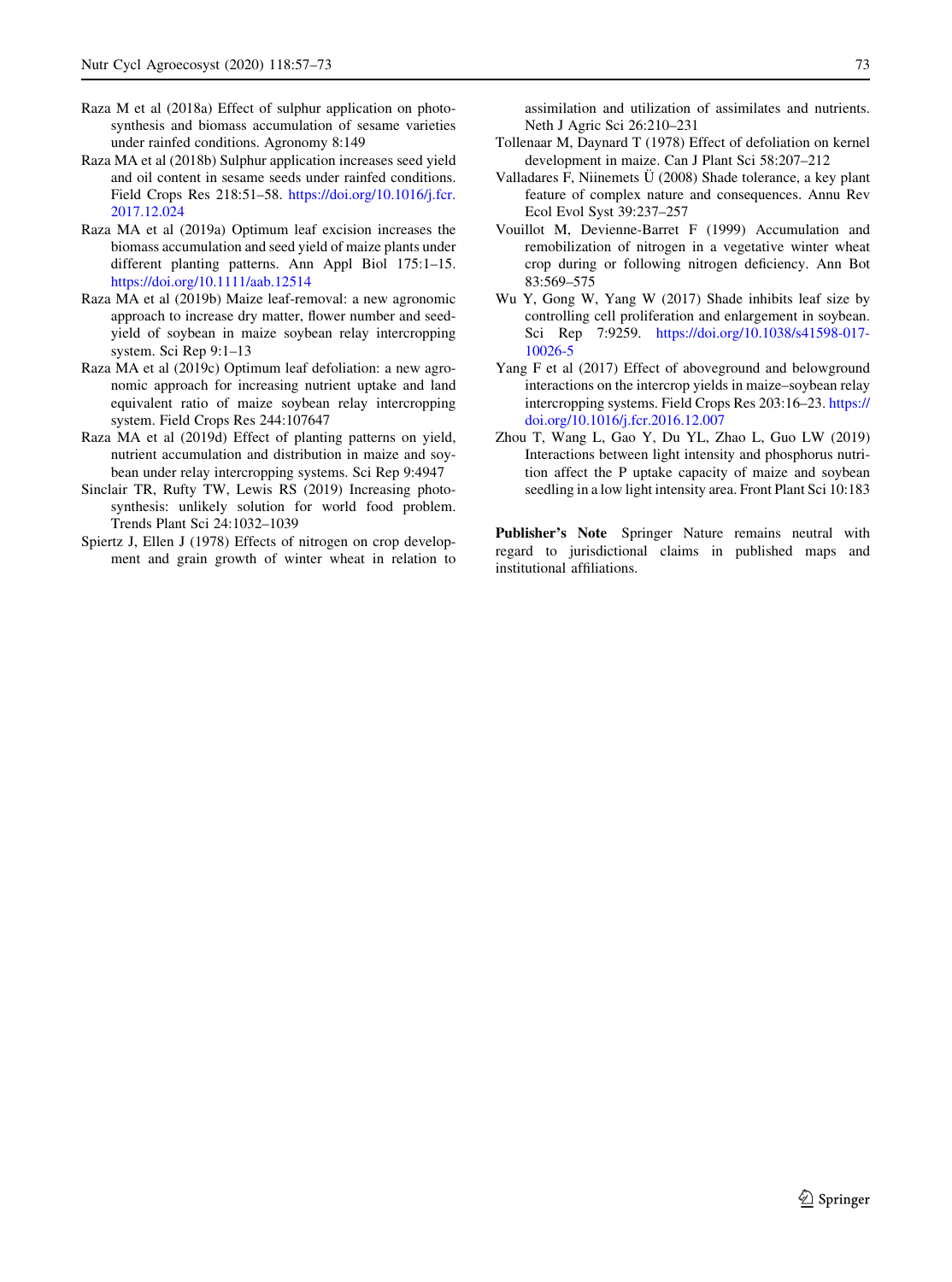Raza M et al (2018a) Effect of sulphur application on photosynthesis and biomass accumulation of sesame varieties under rainfed conditions. Agronomy 8:149

Raza MA et al (2018b) Sulphur application increases seed yield and oil content in sesame seeds under rainfed conditions. Field Crops Res 218:51–58. https://doi.org/10.1016/j.fcr.2017.12.024

Raza MA et al (2019a) Optimum leaf excision increases the biomass accumulation and seed yield of maize plants under different planting patterns. Ann Appl Biol 175:1–15. https://doi.org/10.1111/aab.12514

Raza MA et al (2019b) Maize leaf-removal: a new agronomic approach to increase dry matter, flower number and seed-yield of soybean in maize soybean relay intercropping system. Sci Rep 9:1–13

Raza MA et al (2019c) Optimum leaf defoliation: a new agronomic approach for increasing nutrient uptake and land equivalent ratio of maize soybean relay intercropping system. Field Crops Res 244:107647

Raza MA et al (2019d) Effect of planting patterns on yield, nutrient accumulation and distribution in maize and soybean under relay intercropping systems. Sci Rep 9:4947

Sinclair TR, Rufty TW, Lewis RS (2019) Increasing photosynthesis: unlikely solution for world food problem. Trends Plant Sci 24:1032–1039

Spiertz J, Ellen J (1978) Effects of nitrogen on crop development and grain growth of winter wheat in relation to assimilation and utilization of assimilates and nutrients. Neth J Agric Sci 26:210–231

Tollenaar M, Daynard T (1978) Effect of defoliation on kernel development in maize. Can J Plant Sci 58:207–212

Valladares F, Niinemets Ü (2008) Shade tolerance, a key plant feature of complex nature and consequences. Annu Rev Ecol Evol Syst 39:237–257

Vouillot M, Devienne-Barret F (1999) Accumulation and remobilization of nitrogen in a vegetative winter wheat crop during or following nitrogen deficiency. Ann Bot 83:569–575

Wu Y, Gong W, Yang W (2017) Shade inhibits leaf size by controlling cell proliferation and enlargement in soybean. Sci Rep 7:9259. https://doi.org/10.1038/s41598-017-10026-5

Yang F et al (2017) Effect of aboveground and belowground interactions on the intercrop yields in maize–soybean relay intercropping systems. Field Crops Res 203:16–23. https://doi.org/10.1016/j.fcr.2016.12.007

Zhou T, Wang L, Gao Y, Du YL, Zhao L, Guo LW (2019) Interactions between light intensity and phosphorus nutrition affect the P uptake capacity of maize and soybean seedling in a low light intensity area. Front Plant Sci 10:183

**Publisher's Note** Springer Nature remains neutral with regard to jurisdictional claims in published maps and institutional affiliations.